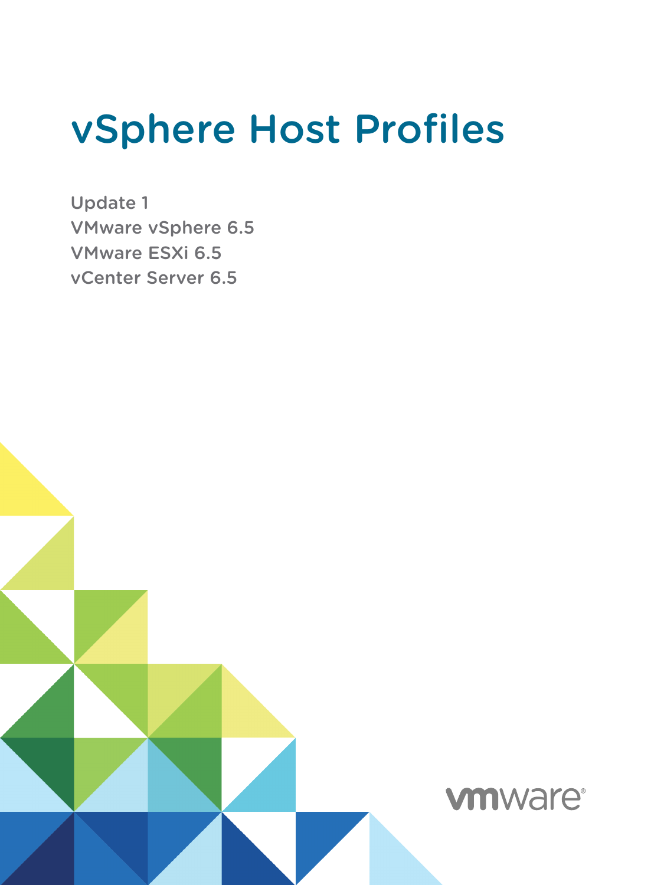# vSphere Host Profiles

Update 1
VMware vSphere 6.5
VMware ESXi 6.5
vCenter Server 6.5

vmware®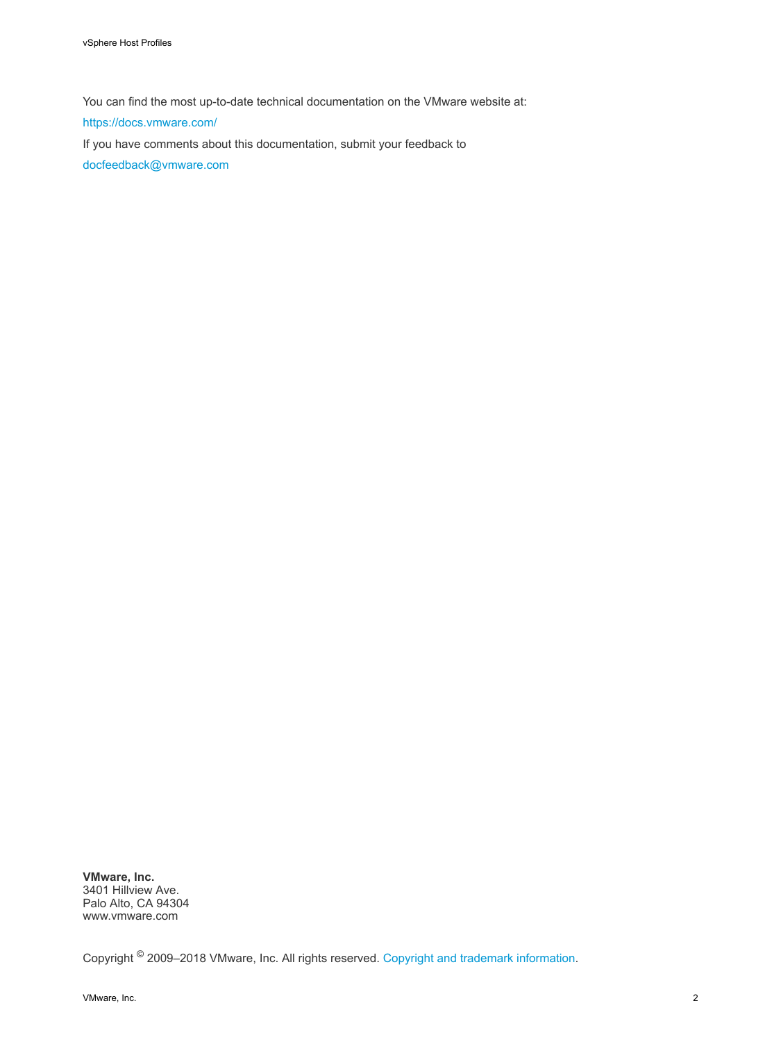You can find the most up-to-date technical documentation on the VMware website at:

https://docs.vmware.com/

If you have comments about this documentation, submit your feedback to

docfeedback@vmware.com

**VMware, Inc.**
3401 Hillview Ave.
Palo Alto, CA 94304
www.vmware.com

Copyright © 2009–2018 VMware, Inc. All rights reserved. Copyright and trademark information.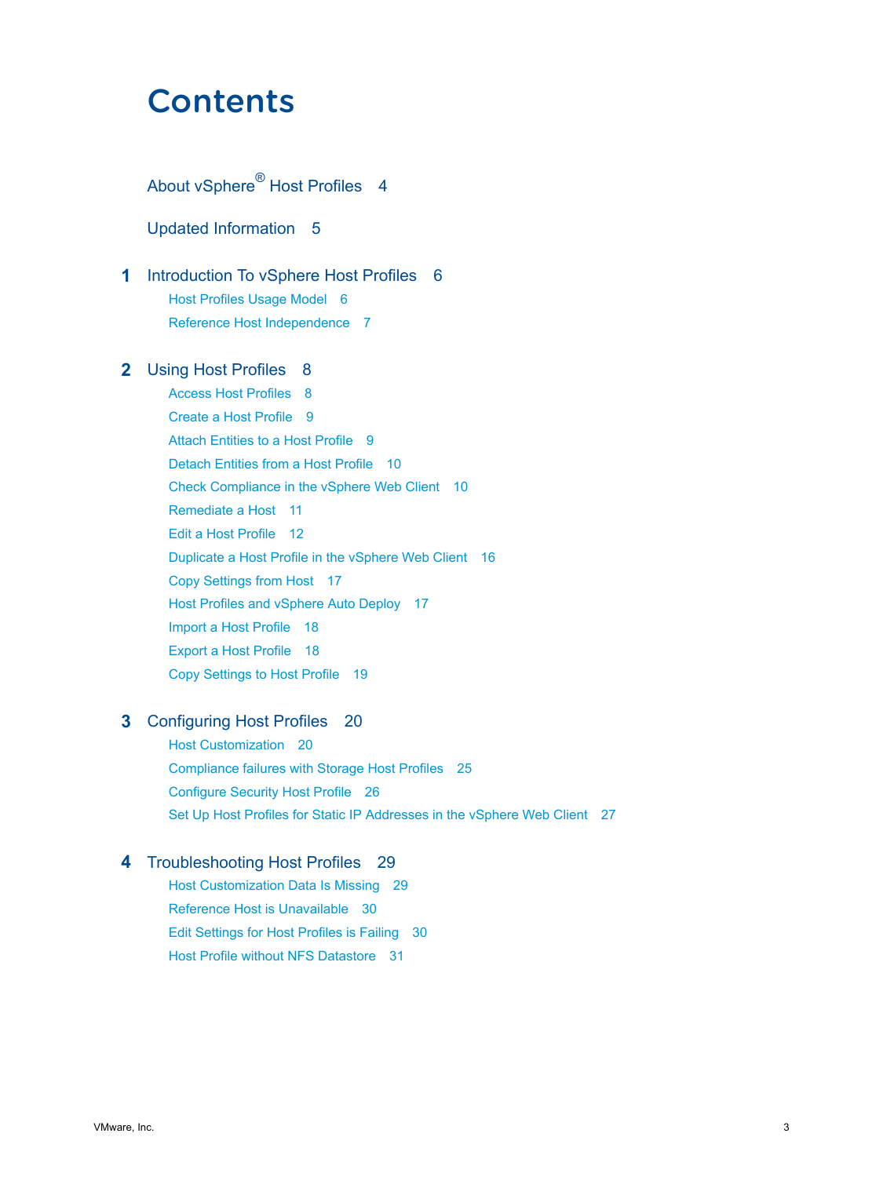# Contents

About vSphere® Host Profiles 4

Updated Information 5

**1** Introduction To vSphere Host Profiles 6

- Host Profiles Usage Model 6
- Reference Host Independence 7

**2** Using Host Profiles 8

- Access Host Profiles 8
- Create a Host Profile 9
- Attach Entities to a Host Profile 9
- Detach Entities from a Host Profile 10
- Check Compliance in the vSphere Web Client 10
- Remediate a Host 11
- Edit a Host Profile 12
- Duplicate a Host Profile in the vSphere Web Client 16
- Copy Settings from Host 17
- Host Profiles and vSphere Auto Deploy 17
- Import a Host Profile 18
- Export a Host Profile 18
- Copy Settings to Host Profile 19

**3** Configuring Host Profiles 20

- Host Customization 20
- Compliance failures with Storage Host Profiles 25
- Configure Security Host Profile 26
- Set Up Host Profiles for Static IP Addresses in the vSphere Web Client 27

**4** Troubleshooting Host Profiles 29

- Host Customization Data Is Missing 29
- Reference Host is Unavailable 30
- Edit Settings for Host Profiles is Failing 30
- Host Profile without NFS Datastore 31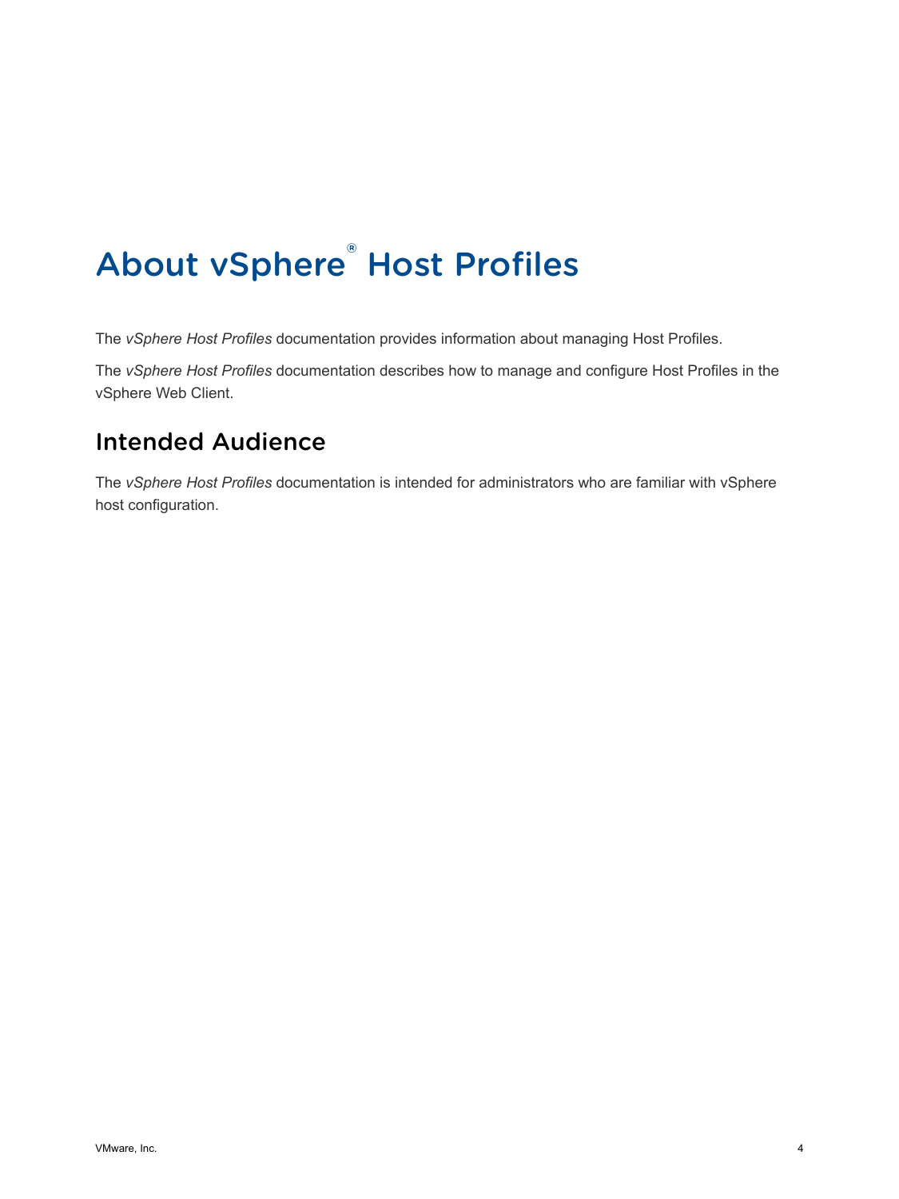# About vSphere® Host Profiles

The *vSphere Host Profiles* documentation provides information about managing Host Profiles.

The *vSphere Host Profiles* documentation describes how to manage and configure Host Profiles in the vSphere Web Client.

## Intended Audience

The *vSphere Host Profiles* documentation is intended for administrators who are familiar with vSphere host configuration.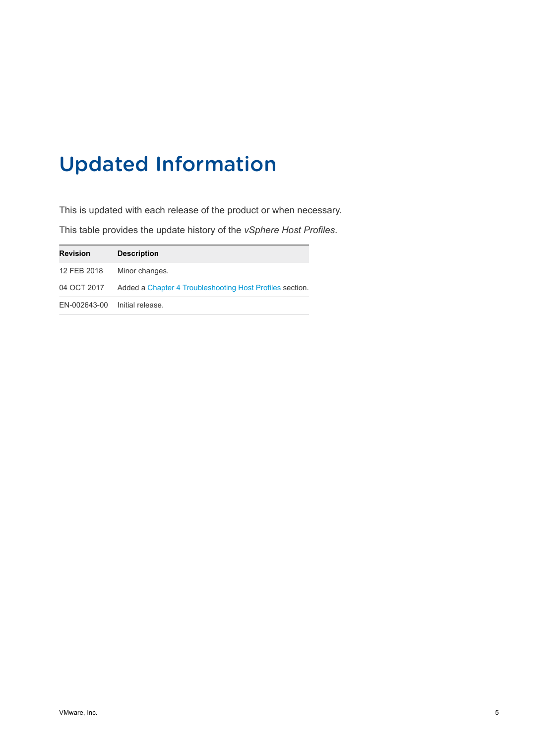# Updated Information

This is updated with each release of the product or when necessary.

This table provides the update history of the *vSphere Host Profiles*.

| Revision | Description |
| --- | --- |
| 12 FEB 2018 | Minor changes. |
| 04 OCT 2017 | Added a Chapter 4 Troubleshooting Host Profiles section. |
| EN-002643-00 | Initial release. |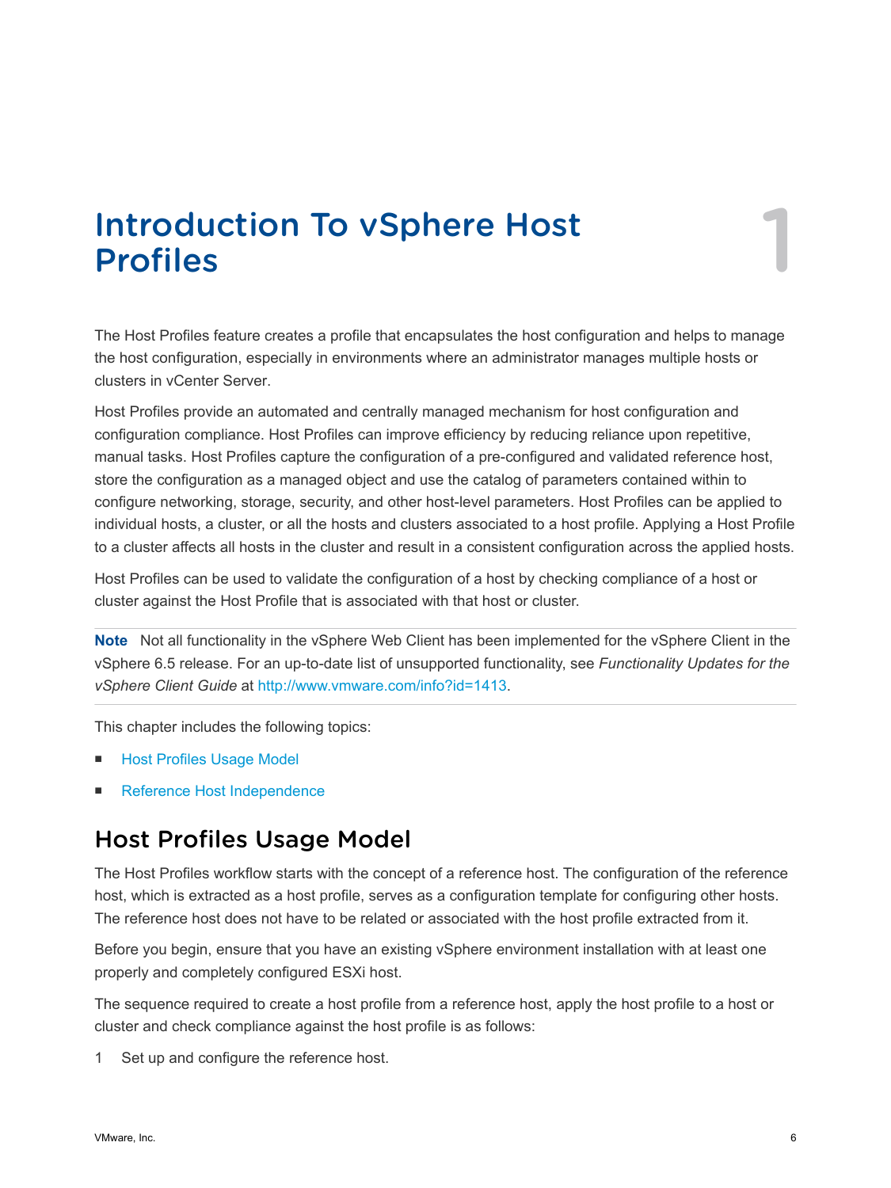# Introduction To vSphere Host Profiles

The Host Profiles feature creates a profile that encapsulates the host configuration and helps to manage the host configuration, especially in environments where an administrator manages multiple hosts or clusters in vCenter Server.

Host Profiles provide an automated and centrally managed mechanism for host configuration and configuration compliance. Host Profiles can improve efficiency by reducing reliance upon repetitive, manual tasks. Host Profiles capture the configuration of a pre-configured and validated reference host, store the configuration as a managed object and use the catalog of parameters contained within to configure networking, storage, security, and other host-level parameters. Host Profiles can be applied to individual hosts, a cluster, or all the hosts and clusters associated to a host profile. Applying a Host Profile to a cluster affects all hosts in the cluster and result in a consistent configuration across the applied hosts.

Host Profiles can be used to validate the configuration of a host by checking compliance of a host or cluster against the Host Profile that is associated with that host or cluster.

**Note** Not all functionality in the vSphere Web Client has been implemented for the vSphere Client in the vSphere 6.5 release. For an up-to-date list of unsupported functionality, see *Functionality Updates for the vSphere Client Guide* at http://www.vmware.com/info?id=1413.

This chapter includes the following topics:

- Host Profiles Usage Model
- Reference Host Independence

## Host Profiles Usage Model

The Host Profiles workflow starts with the concept of a reference host. The configuration of the reference host, which is extracted as a host profile, serves as a configuration template for configuring other hosts. The reference host does not have to be related or associated with the host profile extracted from it.

Before you begin, ensure that you have an existing vSphere environment installation with at least one properly and completely configured ESXi host.

The sequence required to create a host profile from a reference host, apply the host profile to a host or cluster and check compliance against the host profile is as follows:

1. Set up and configure the reference host.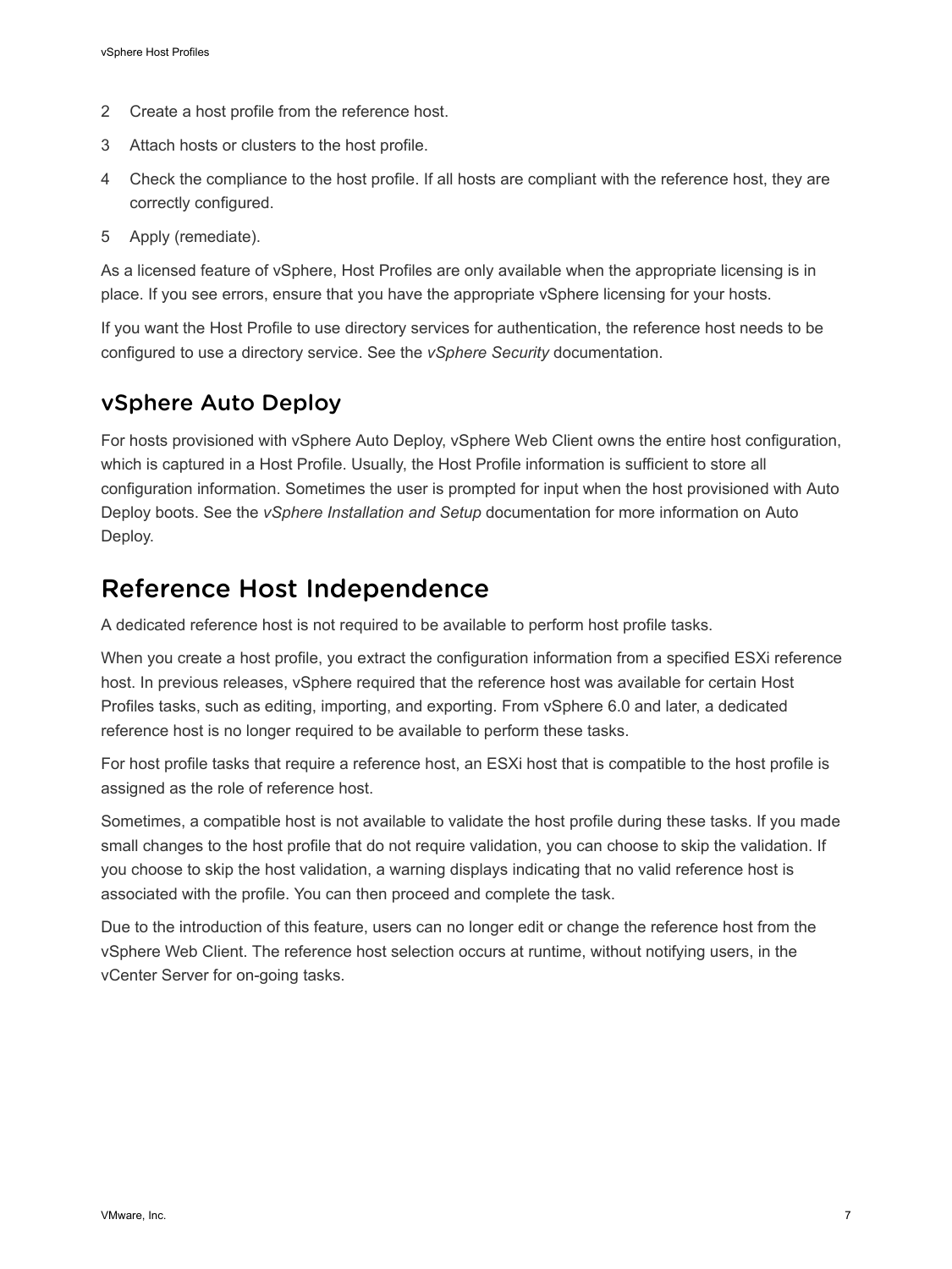2. Create a host profile from the reference host.
3. Attach hosts or clusters to the host profile.
4. Check the compliance to the host profile. If all hosts are compliant with the reference host, they are correctly configured.
5. Apply (remediate).

As a licensed feature of vSphere, Host Profiles are only available when the appropriate licensing is in place. If you see errors, ensure that you have the appropriate vSphere licensing for your hosts.

If you want the Host Profile to use directory services for authentication, the reference host needs to be configured to use a directory service. See the *vSphere Security* documentation.

## vSphere Auto Deploy

For hosts provisioned with vSphere Auto Deploy, vSphere Web Client owns the entire host configuration, which is captured in a Host Profile. Usually, the Host Profile information is sufficient to store all configuration information. Sometimes the user is prompted for input when the host provisioned with Auto Deploy boots. See the *vSphere Installation and Setup* documentation for more information on Auto Deploy.

# Reference Host Independence

A dedicated reference host is not required to be available to perform host profile tasks.

When you create a host profile, you extract the configuration information from a specified ESXi reference host. In previous releases, vSphere required that the reference host was available for certain Host Profiles tasks, such as editing, importing, and exporting. From vSphere 6.0 and later, a dedicated reference host is no longer required to be available to perform these tasks.

For host profile tasks that require a reference host, an ESXi host that is compatible to the host profile is assigned as the role of reference host.

Sometimes, a compatible host is not available to validate the host profile during these tasks. If you made small changes to the host profile that do not require validation, you can choose to skip the validation. If you choose to skip the host validation, a warning displays indicating that no valid reference host is associated with the profile. You can then proceed and complete the task.

Due to the introduction of this feature, users can no longer edit or change the reference host from the vSphere Web Client. The reference host selection occurs at runtime, without notifying users, in the vCenter Server for on-going tasks.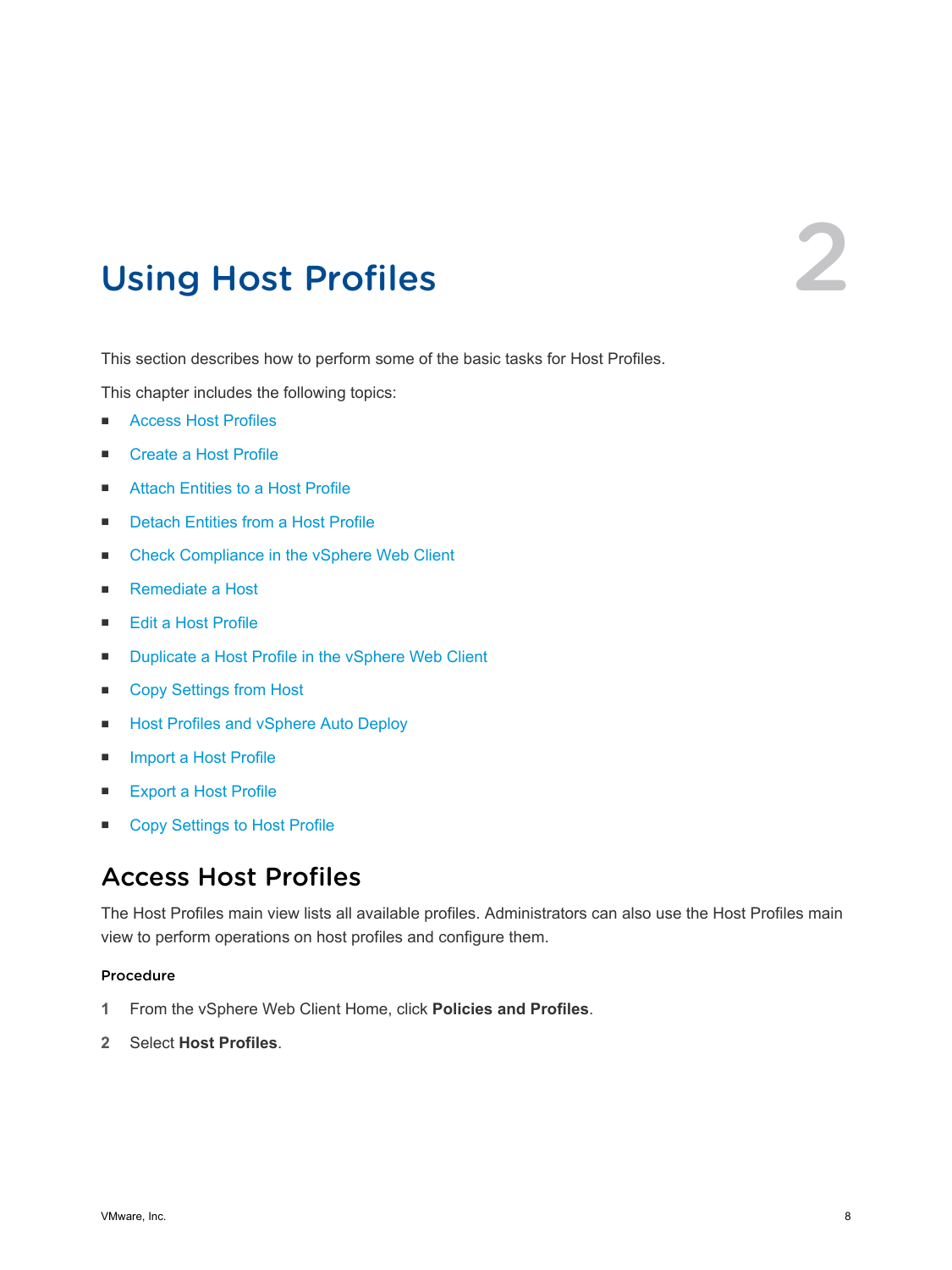# 2 Using Host Profiles

This section describes how to perform some of the basic tasks for Host Profiles.

This chapter includes the following topics:

- Access Host Profiles
- Create a Host Profile
- Attach Entities to a Host Profile
- Detach Entities from a Host Profile
- Check Compliance in the vSphere Web Client
- Remediate a Host
- Edit a Host Profile
- Duplicate a Host Profile in the vSphere Web Client
- Copy Settings from Host
- Host Profiles and vSphere Auto Deploy
- Import a Host Profile
- Export a Host Profile
- Copy Settings to Host Profile

## Access Host Profiles

The Host Profiles main view lists all available profiles. Administrators can also use the Host Profiles main view to perform operations on host profiles and configure them.

#### Procedure

1. From the vSphere Web Client Home, click **Policies and Profiles**.
2. Select **Host Profiles**.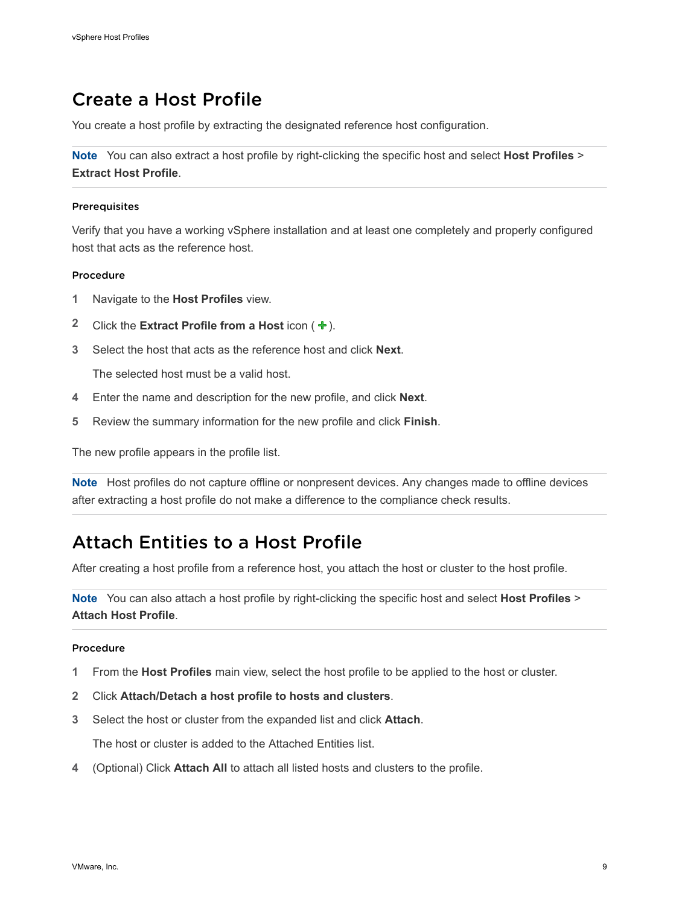## Create a Host Profile

You create a host profile by extracting the designated reference host configuration.

**Note** You can also extract a host profile by right-clicking the specific host and select **Host Profiles** > **Extract Host Profile**.

#### Prerequisites

Verify that you have a working vSphere installation and at least one completely and properly configured host that acts as the reference host.

#### Procedure

1. Navigate to the **Host Profiles** view.
2. Click the **Extract Profile from a Host** icon ( + ).
3. Select the host that acts as the reference host and click **Next**.

   The selected host must be a valid host.
4. Enter the name and description for the new profile, and click **Next**.
5. Review the summary information for the new profile and click **Finish**.

The new profile appears in the profile list.

**Note** Host profiles do not capture offline or nonpresent devices. Any changes made to offline devices after extracting a host profile do not make a difference to the compliance check results.

## Attach Entities to a Host Profile

After creating a host profile from a reference host, you attach the host or cluster to the host profile.

**Note** You can also attach a host profile by right-clicking the specific host and select **Host Profiles** > **Attach Host Profile**.

#### Procedure

1. From the **Host Profiles** main view, select the host profile to be applied to the host or cluster.
2. Click **Attach/Detach a host profile to hosts and clusters**.
3. Select the host or cluster from the expanded list and click **Attach**.

   The host or cluster is added to the Attached Entities list.
4. (Optional) Click **Attach All** to attach all listed hosts and clusters to the profile.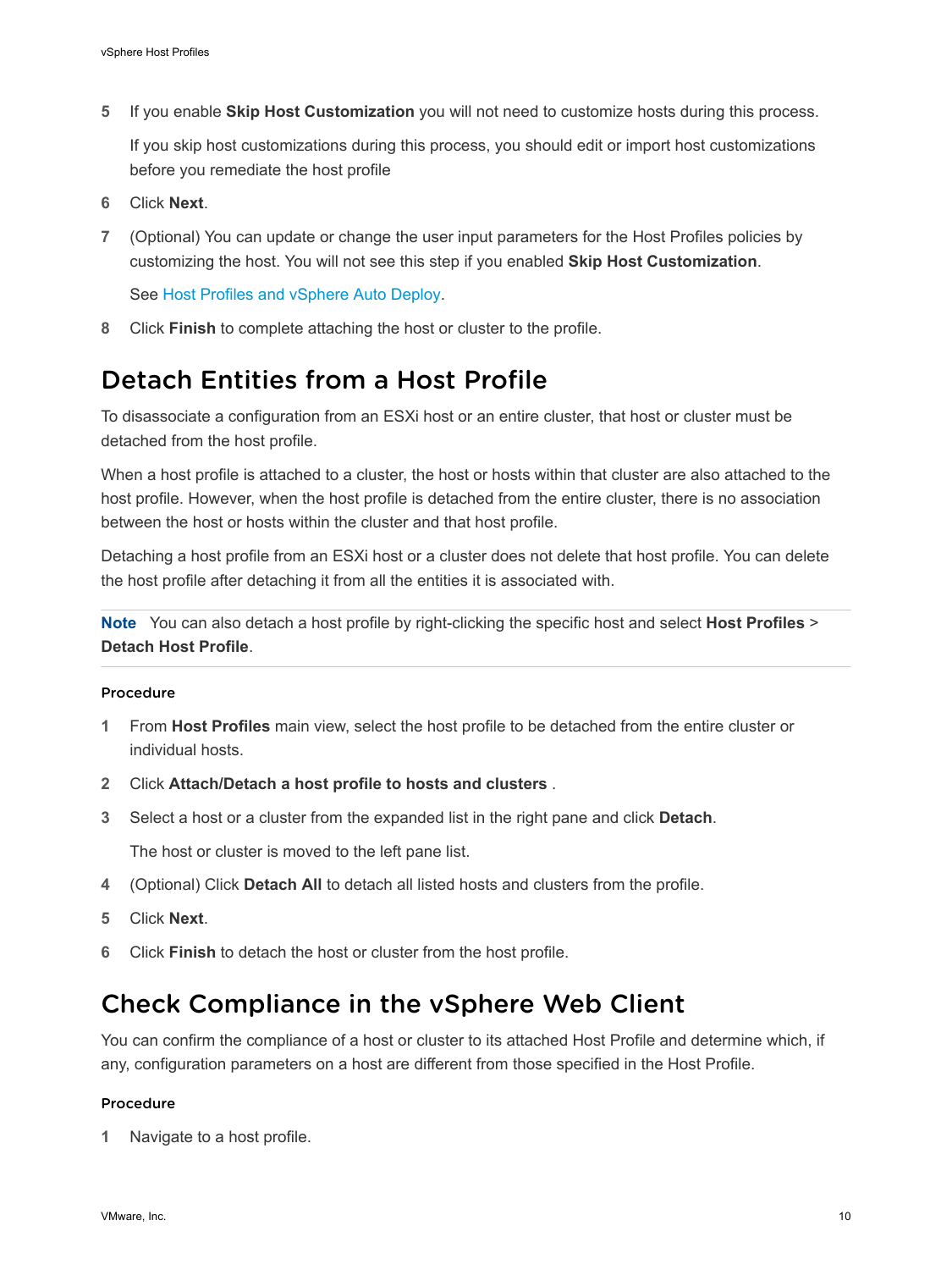5 If you enable **Skip Host Customization** you will not need to customize hosts during this process.

   If you skip host customizations during this process, you should edit or import host customizations before you remediate the host profile

6 Click **Next**.

7 (Optional) You can update or change the user input parameters for the Host Profiles policies by customizing the host. You will not see this step if you enabled **Skip Host Customization**.

   See Host Profiles and vSphere Auto Deploy.

8 Click **Finish** to complete attaching the host or cluster to the profile.

## Detach Entities from a Host Profile

To disassociate a configuration from an ESXi host or an entire cluster, that host or cluster must be detached from the host profile.

When a host profile is attached to a cluster, the host or hosts within that cluster are also attached to the host profile. However, when the host profile is detached from the entire cluster, there is no association between the host or hosts within the cluster and that host profile.

Detaching a host profile from an ESXi host or a cluster does not delete that host profile. You can delete the host profile after detaching it from all the entities it is associated with.

**Note** You can also detach a host profile by right-clicking the specific host and select **Host Profiles** > **Detach Host Profile**.

### Procedure

1 From **Host Profiles** main view, select the host profile to be detached from the entire cluster or individual hosts.

2 Click **Attach/Detach a host profile to hosts and clusters** .

3 Select a host or a cluster from the expanded list in the right pane and click **Detach**.

   The host or cluster is moved to the left pane list.

4 (Optional) Click **Detach All** to detach all listed hosts and clusters from the profile.

5 Click **Next**.

6 Click **Finish** to detach the host or cluster from the host profile.

## Check Compliance in the vSphere Web Client

You can confirm the compliance of a host or cluster to its attached Host Profile and determine which, if any, configuration parameters on a host are different from those specified in the Host Profile.

### Procedure

1 Navigate to a host profile.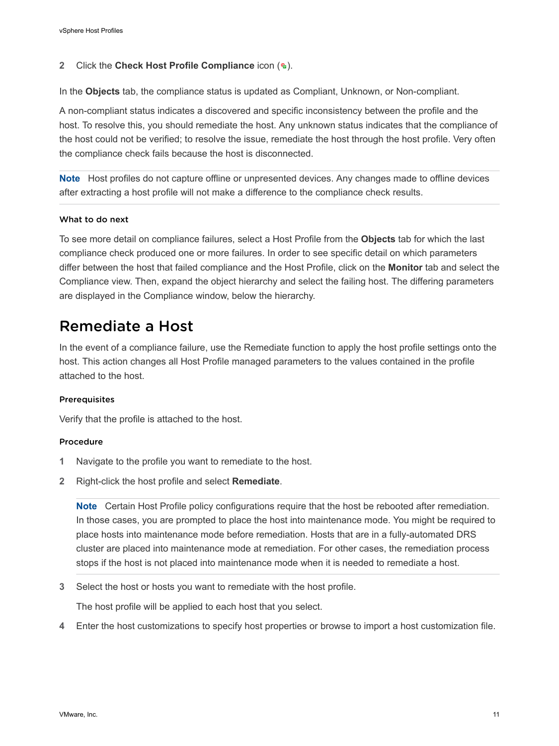2 Click the **Check Host Profile Compliance** icon ( ).

In the **Objects** tab, the compliance status is updated as Compliant, Unknown, or Non-compliant.

A non-compliant status indicates a discovered and specific inconsistency between the profile and the host. To resolve this, you should remediate the host. Any unknown status indicates that the compliance of the host could not be verified; to resolve the issue, remediate the host through the host profile. Very often the compliance check fails because the host is disconnected.

**Note** Host profiles do not capture offline or unpresented devices. Any changes made to offline devices after extracting a host profile will not make a difference to the compliance check results.

#### What to do next

To see more detail on compliance failures, select a Host Profile from the **Objects** tab for which the last compliance check produced one or more failures. In order to see specific detail on which parameters differ between the host that failed compliance and the Host Profile, click on the **Monitor** tab and select the Compliance view. Then, expand the object hierarchy and select the failing host. The differing parameters are displayed in the Compliance window, below the hierarchy.

## Remediate a Host

In the event of a compliance failure, use the Remediate function to apply the host profile settings onto the host. This action changes all Host Profile managed parameters to the values contained in the profile attached to the host.

#### Prerequisites

Verify that the profile is attached to the host.

#### Procedure

1 Navigate to the profile you want to remediate to the host.

2 Right-click the host profile and select **Remediate**.

   **Note** Certain Host Profile policy configurations require that the host be rebooted after remediation. In those cases, you are prompted to place the host into maintenance mode. You might be required to place hosts into maintenance mode before remediation. Hosts that are in a fully-automated DRS cluster are placed into maintenance mode at remediation. For other cases, the remediation process stops if the host is not placed into maintenance mode when it is needed to remediate a host.

3 Select the host or hosts you want to remediate with the host profile.

   The host profile will be applied to each host that you select.

4 Enter the host customizations to specify host properties or browse to import a host customization file.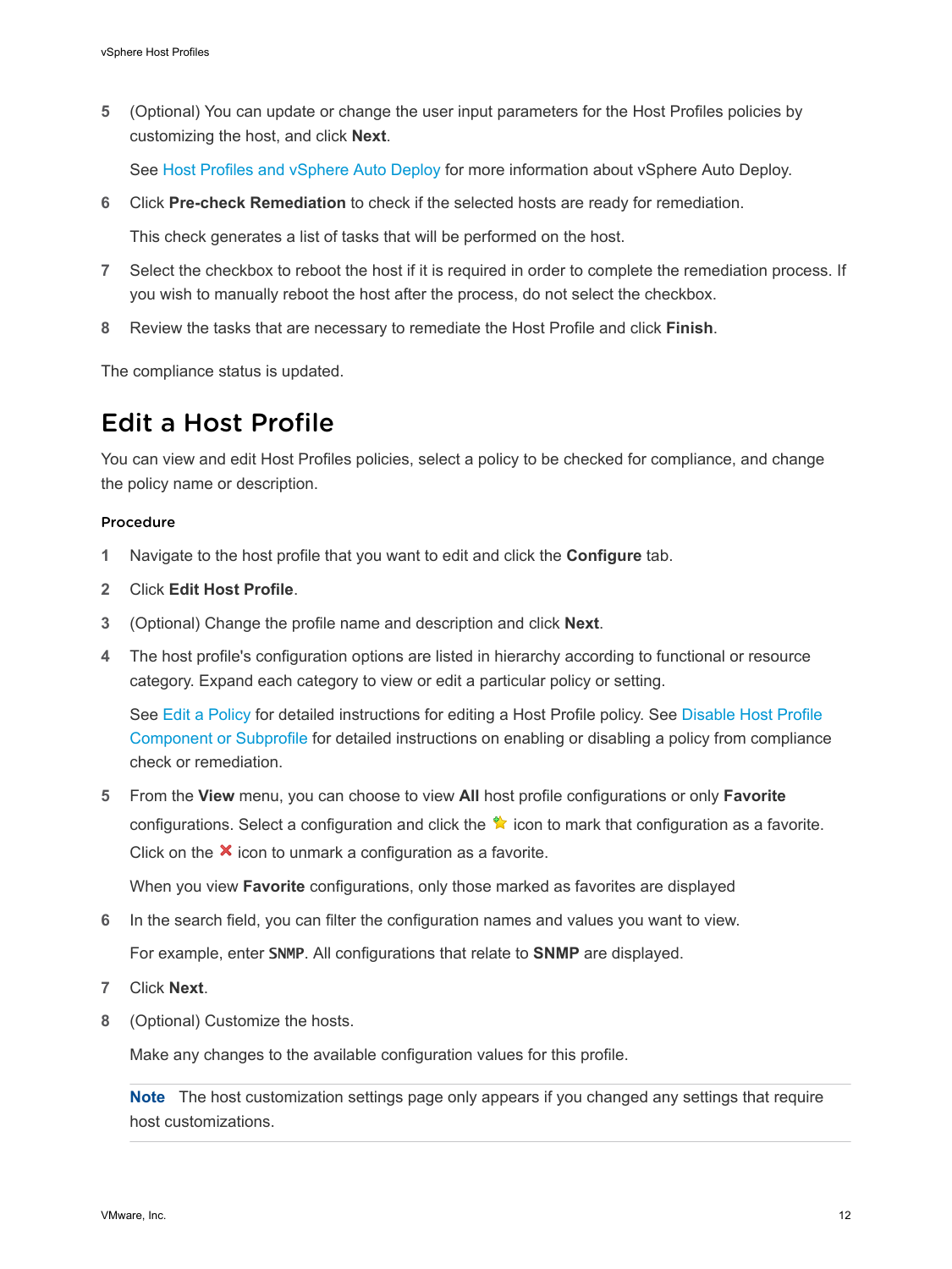5. (Optional) You can update or change the user input parameters for the Host Profiles policies by customizing the host, and click **Next**.

   See Host Profiles and vSphere Auto Deploy for more information about vSphere Auto Deploy.

6. Click **Pre-check Remediation** to check if the selected hosts are ready for remediation.

   This check generates a list of tasks that will be performed on the host.

7. Select the checkbox to reboot the host if it is required in order to complete the remediation process. If you wish to manually reboot the host after the process, do not select the checkbox.

8. Review the tasks that are necessary to remediate the Host Profile and click **Finish**.

The compliance status is updated.

# Edit a Host Profile

You can view and edit Host Profiles policies, select a policy to be checked for compliance, and change the policy name or description.

## Procedure

1. Navigate to the host profile that you want to edit and click the **Configure** tab.

2. Click **Edit Host Profile**.

3. (Optional) Change the profile name and description and click **Next**.

4. The host profile's configuration options are listed in hierarchy according to functional or resource category. Expand each category to view or edit a particular policy or setting.

   See Edit a Policy for detailed instructions for editing a Host Profile policy. See Disable Host Profile Component or Subprofile for detailed instructions on enabling or disabling a policy from compliance check or remediation.

5. From the **View** menu, you can choose to view **All** host profile configurations or only **Favorite** configurations. Select a configuration and click the ⭐ icon to mark that configuration as a favorite. Click on the ❌ icon to unmark a configuration as a favorite.

   When you view **Favorite** configurations, only those marked as favorites are displayed

6. In the search field, you can filter the configuration names and values you want to view.

   For example, enter `SNMP`. All configurations that relate to **SNMP** are displayed.

7. Click **Next**.

8. (Optional) Customize the hosts.

   Make any changes to the available configuration values for this profile.

   **Note** The host customization settings page only appears if you changed any settings that require host customizations.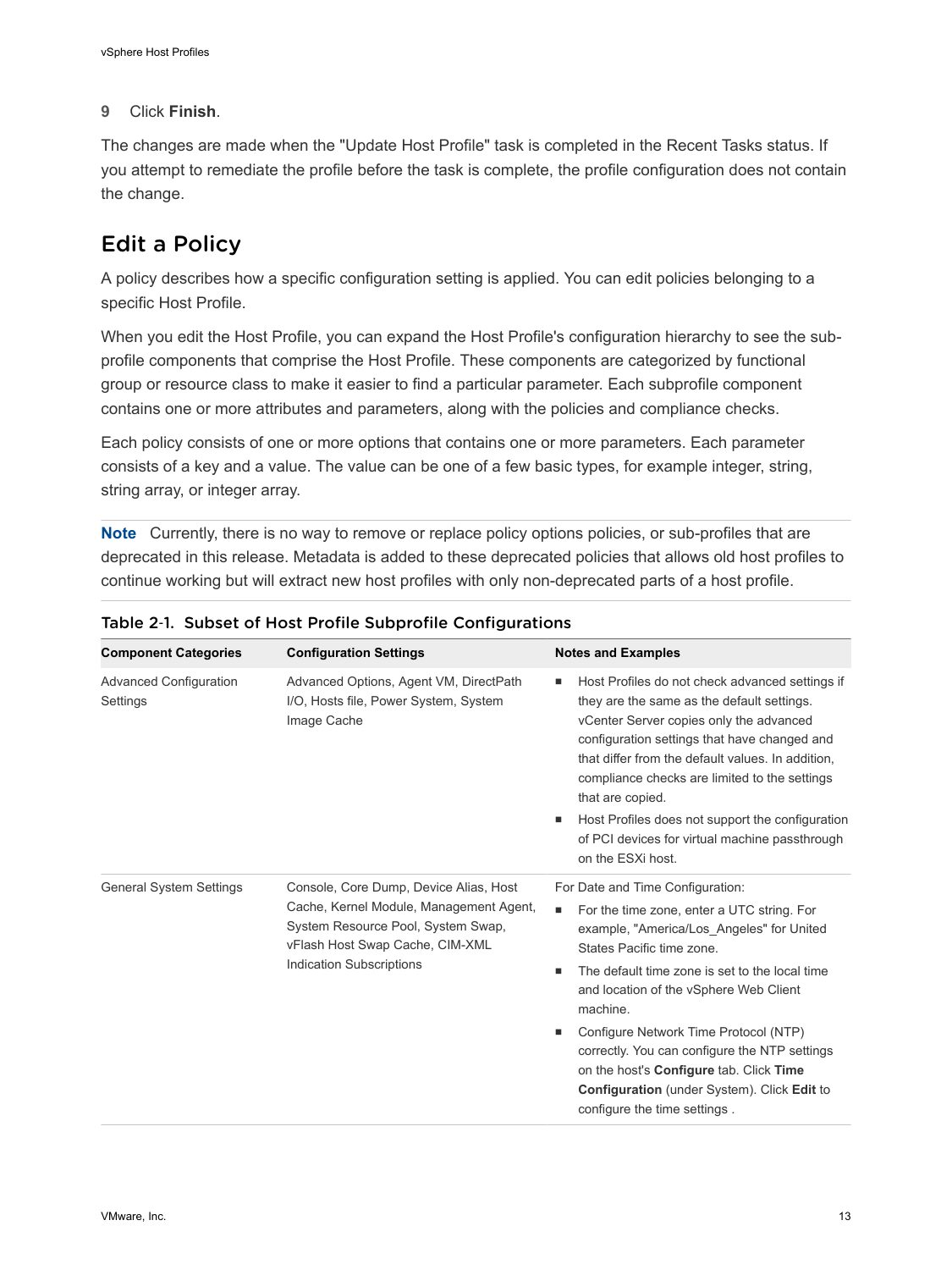9 Click **Finish**.

The changes are made when the "Update Host Profile" task is completed in the Recent Tasks status. If you attempt to remediate the profile before the task is complete, the profile configuration does not contain the change.

## Edit a Policy

A policy describes how a specific configuration setting is applied. You can edit policies belonging to a specific Host Profile.

When you edit the Host Profile, you can expand the Host Profile's configuration hierarchy to see the sub-profile components that comprise the Host Profile. These components are categorized by functional group or resource class to make it easier to find a particular parameter. Each subprofile component contains one or more attributes and parameters, along with the policies and compliance checks.

Each policy consists of one or more options that contains one or more parameters. Each parameter consists of a key and a value. The value can be one of a few basic types, for example integer, string, string array, or integer array.

**Note** Currently, there is no way to remove or replace policy options policies, or sub-profiles that are deprecated in this release. Metadata is added to these deprecated policies that allows old host profiles to continue working but will extract new host profiles with only non-deprecated parts of a host profile.

**Table 2-1. Subset of Host Profile Subprofile Configurations**

| Component Categories | Configuration Settings | Notes and Examples |
| --- | --- | --- |
| Advanced Configuration Settings | Advanced Options, Agent VM, DirectPath I/O, Hosts file, Power System, System Image Cache | ■ Host Profiles do not check advanced settings if they are the same as the default settings. vCenter Server copies only the advanced configuration settings that have changed and that differ from the default values. In addition, compliance checks are limited to the settings that are copied.<br>■ Host Profiles does not support the configuration of PCI devices for virtual machine passthrough on the ESXi host. |
| General System Settings | Console, Core Dump, Device Alias, Host Cache, Kernel Module, Management Agent, System Resource Pool, System Swap, vFlash Host Swap Cache, CIM-XML Indication Subscriptions | For Date and Time Configuration:<br>■ For the time zone, enter a UTC string. For example, "America/Los_Angeles" for United States Pacific time zone.<br>■ The default time zone is set to the local time and location of the vSphere Web Client machine.<br>■ Configure Network Time Protocol (NTP) correctly. You can configure the NTP settings on the host's **Configure** tab. Click **Time Configuration** (under System). Click **Edit** to configure the time settings . |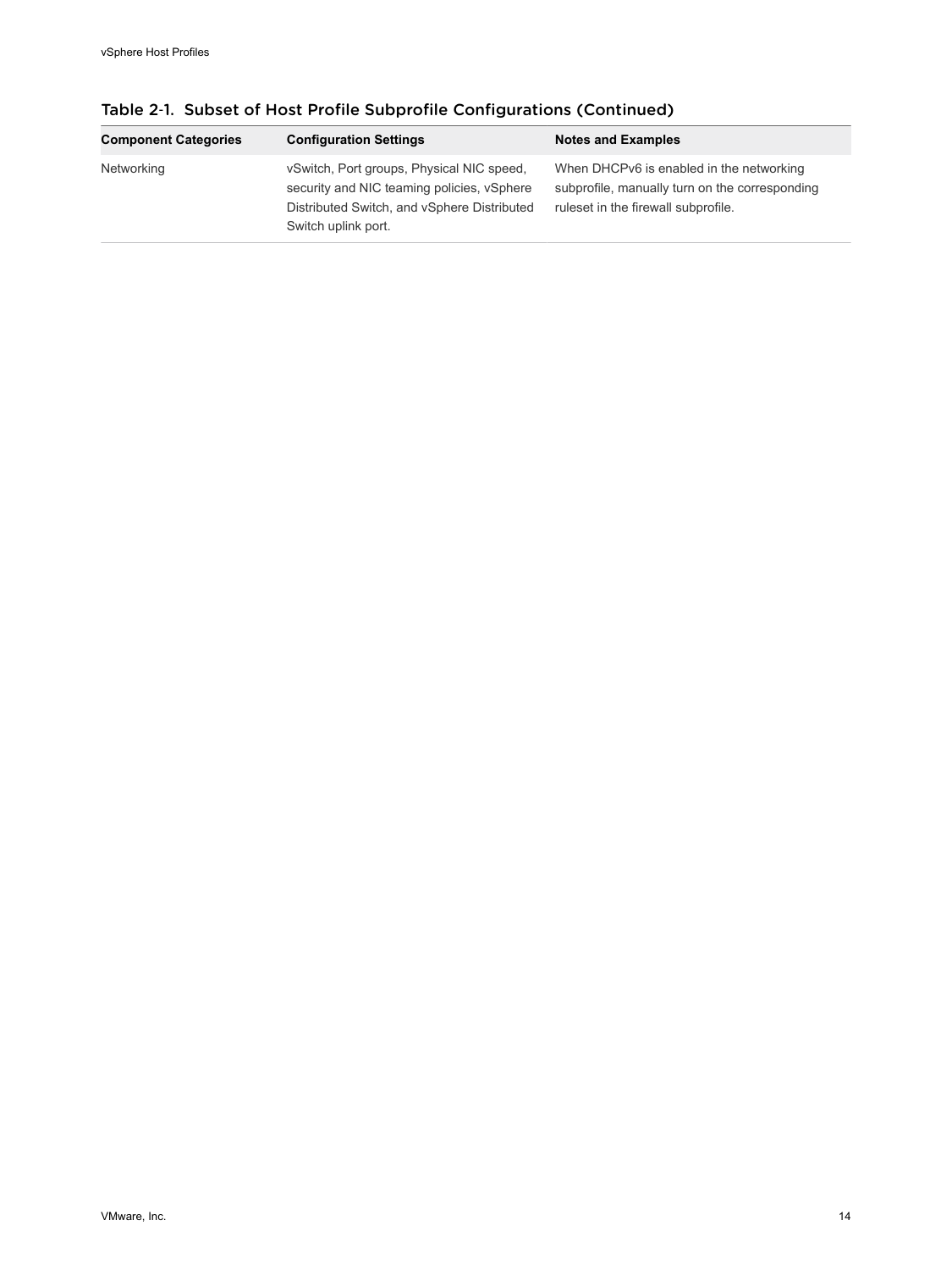Table 2-1. Subset of Host Profile Subprofile Configurations (Continued)

| Component Categories | Configuration Settings | Notes and Examples |
| --- | --- | --- |
| Networking | vSwitch, Port groups, Physical NIC speed, security and NIC teaming policies, vSphere Distributed Switch, and vSphere Distributed Switch uplink port. | When DHCPv6 is enabled in the networking subprofile, manually turn on the corresponding ruleset in the firewall subprofile. |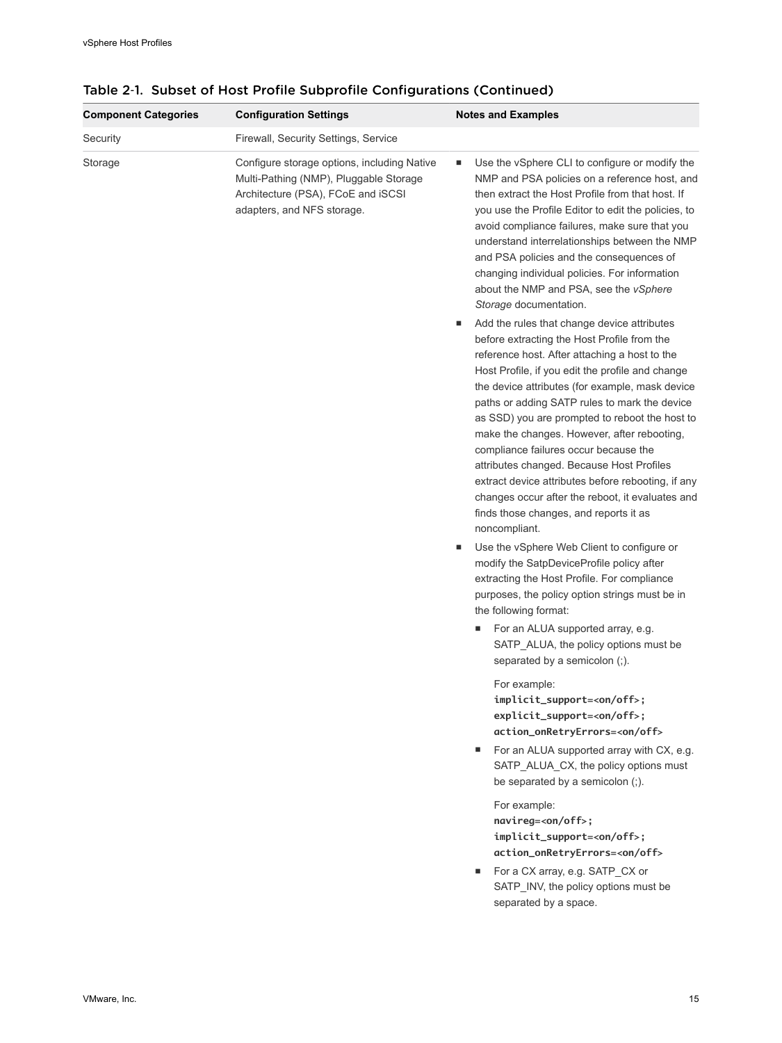Table 2-1. Subset of Host Profile Subprofile Configurations (Continued)

| Component Categories | Configuration Settings | Notes and Examples |
| --- | --- | --- |
| Security | Firewall, Security Settings, Service | |
| Storage | Configure storage options, including Native Multi-Pathing (NMP), Pluggable Storage Architecture (PSA), FCoE and iSCSI adapters, and NFS storage. | <ul><li>Use the vSphere CLI to configure or modify the NMP and PSA policies on a reference host, and then extract the Host Profile from that host. If you use the Profile Editor to edit the policies, to avoid compliance failures, make sure that you understand interrelationships between the NMP and PSA policies and the consequences of changing individual policies. For information about the NMP and PSA, see the *vSphere Storage* documentation.</li><li>Add the rules that change device attributes before extracting the Host Profile from the reference host. After attaching a host to the Host Profile, if you edit the profile and change the device attributes (for example, mask device paths or adding SATP rules to mark the device as SSD) you are prompted to reboot the host to make the changes. However, after rebooting, compliance failures occur because the attributes changed. Because Host Profiles extract device attributes before rebooting, if any changes occur after the reboot, it evaluates and finds those changes, and reports it as noncompliant.</li><li>Use the vSphere Web Client to configure or modify the SatpDeviceProfile policy after extracting the Host Profile. For compliance purposes, the policy option strings must be in the following format:<ul><li>For an ALUA supported array, e.g. SATP_ALUA, the policy options must be separated by a semicolon (;).<br><br>For example:<br>**implicit_support=<on/off>; explicit_support=<on/off>; action_onRetryErrors=<on/off>**</li><li>For an ALUA supported array with CX, e.g. SATP_ALUA_CX, the policy options must be separated by a semicolon (;).<br><br>For example:<br>**navireg=<on/off>; implicit_support=<on/off>; action_onRetryErrors=<on/off>**</li><li>For a CX array, e.g. SATP_CX or SATP_INV, the policy options must be separated by a space.</li></ul></li></ul> |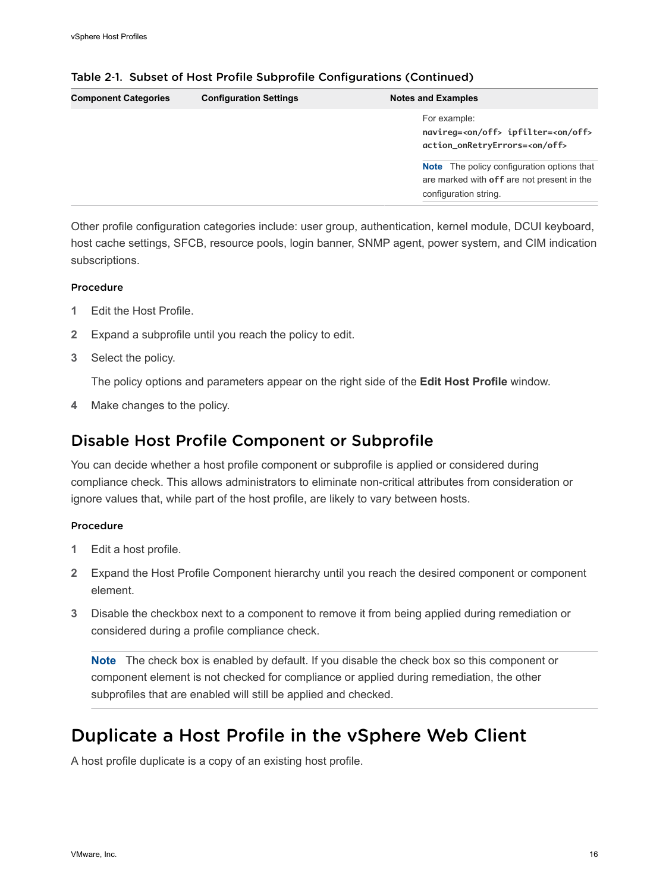Table 2-1. Subset of Host Profile Subprofile Configurations (Continued)

| Component Categories | Configuration Settings | Notes and Examples |
| --- | --- | --- |
| | | For example: `navireg=<on/off> ipfilter=<on/off> action_onRetryErrors=<on/off>` <br> **Note** The policy configuration options that are marked with `off` are not present in the configuration string. |

Other profile configuration categories include: user group, authentication, kernel module, DCUI keyboard, host cache settings, SFCB, resource pools, login banner, SNMP agent, power system, and CIM indication subscriptions.

#### Procedure

1. Edit the Host Profile.
2. Expand a subprofile until you reach the policy to edit.
3. Select the policy.

   The policy options and parameters appear on the right side of the **Edit Host Profile** window.
4. Make changes to the policy.

## Disable Host Profile Component or Subprofile

You can decide whether a host profile component or subprofile is applied or considered during compliance check. This allows administrators to eliminate non-critical attributes from consideration or ignore values that, while part of the host profile, are likely to vary between hosts.

#### Procedure

1. Edit a host profile.
2. Expand the Host Profile Component hierarchy until you reach the desired component or component element.
3. Disable the checkbox next to a component to remove it from being applied during remediation or considered during a profile compliance check.

   **Note** The check box is enabled by default. If you disable the check box so this component or component element is not checked for compliance or applied during remediation, the other subprofiles that are enabled will still be applied and checked.

# Duplicate a Host Profile in the vSphere Web Client

A host profile duplicate is a copy of an existing host profile.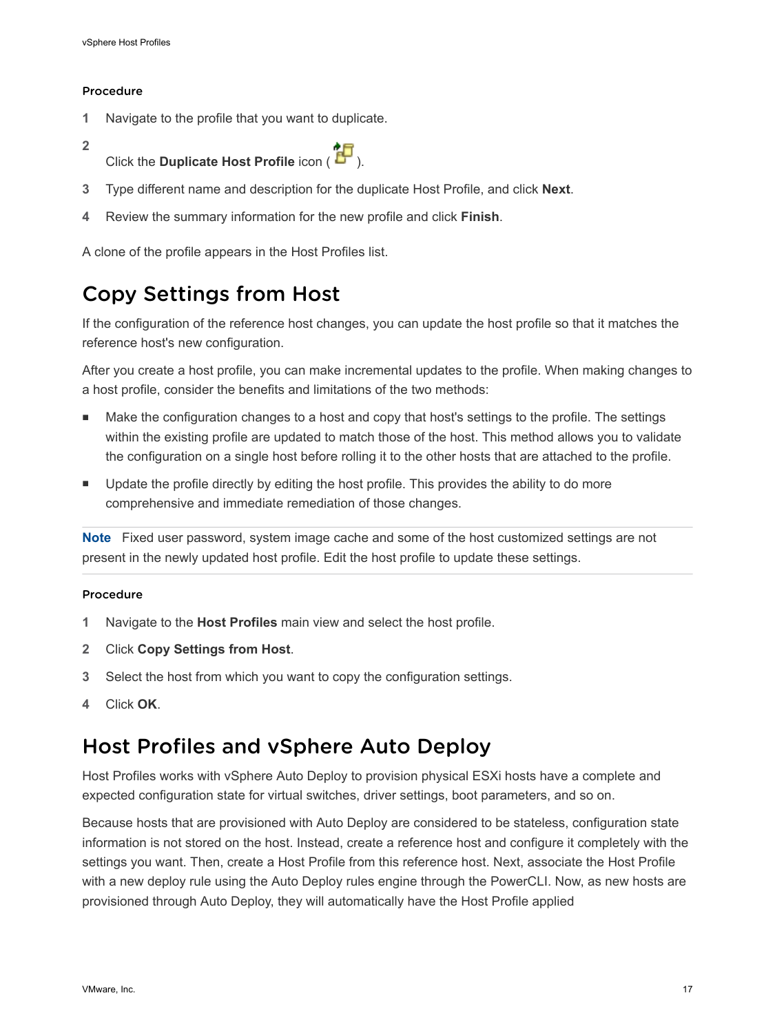#### Procedure

1. Navigate to the profile that you want to duplicate.
2. Click the **Duplicate Host Profile** icon ( ).
3. Type different name and description for the duplicate Host Profile, and click **Next**.
4. Review the summary information for the new profile and click **Finish**.

A clone of the profile appears in the Host Profiles list.

## Copy Settings from Host

If the configuration of the reference host changes, you can update the host profile so that it matches the reference host's new configuration.

After you create a host profile, you can make incremental updates to the profile. When making changes to a host profile, consider the benefits and limitations of the two methods:

- Make the configuration changes to a host and copy that host's settings to the profile. The settings within the existing profile are updated to match those of the host. This method allows you to validate the configuration on a single host before rolling it to the other hosts that are attached to the profile.
- Update the profile directly by editing the host profile. This provides the ability to do more comprehensive and immediate remediation of those changes.

**Note** Fixed user password, system image cache and some of the host customized settings are not present in the newly updated host profile. Edit the host profile to update these settings.

#### Procedure

1. Navigate to the **Host Profiles** main view and select the host profile.
2. Click **Copy Settings from Host**.
3. Select the host from which you want to copy the configuration settings.
4. Click **OK**.

## Host Profiles and vSphere Auto Deploy

Host Profiles works with vSphere Auto Deploy to provision physical ESXi hosts have a complete and expected configuration state for virtual switches, driver settings, boot parameters, and so on.

Because hosts that are provisioned with Auto Deploy are considered to be stateless, configuration state information is not stored on the host. Instead, create a reference host and configure it completely with the settings you want. Then, create a Host Profile from this reference host. Next, associate the Host Profile with a new deploy rule using the Auto Deploy rules engine through the PowerCLI. Now, as new hosts are provisioned through Auto Deploy, they will automatically have the Host Profile applied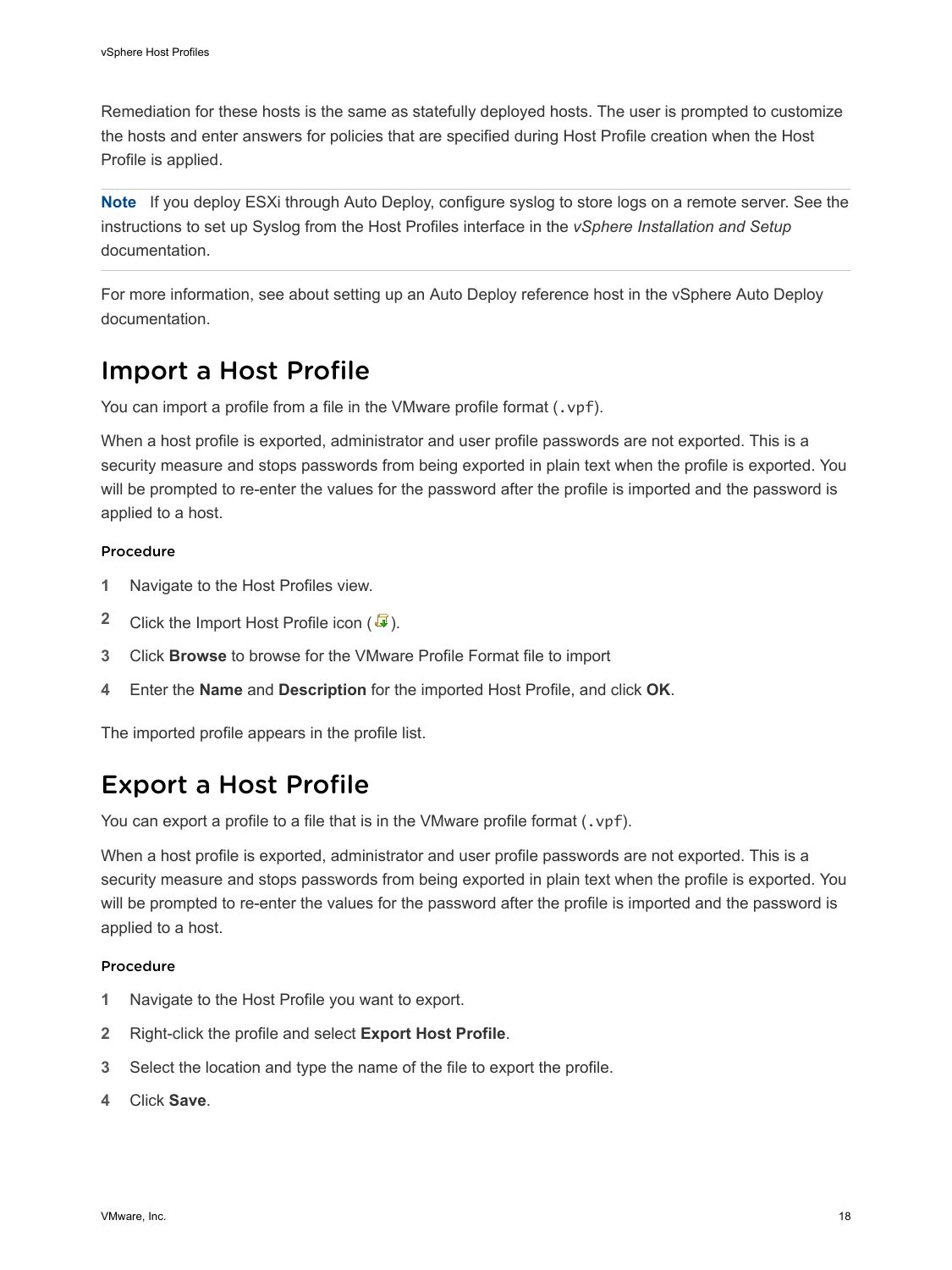Remediation for these hosts is the same as statefully deployed hosts. The user is prompted to customize the hosts and enter answers for policies that are specified during Host Profile creation when the Host Profile is applied.

---

**Note** If you deploy ESXi through Auto Deploy, configure syslog to store logs on a remote server. See the instructions to set up Syslog from the Host Profiles interface in the *vSphere Installation and Setup* documentation.

---

For more information, see about setting up an Auto Deploy reference host in the vSphere Auto Deploy documentation.

# Import a Host Profile

You can import a profile from a file in the VMware profile format (`.vpf`).

When a host profile is exported, administrator and user profile passwords are not exported. This is a security measure and stops passwords from being exported in plain text when the profile is exported. You will be prompted to re-enter the values for the password after the profile is imported and the password is applied to a host.

### Procedure

1. Navigate to the Host Profiles view.
2. Click the Import Host Profile icon ( ).
3. Click **Browse** to browse for the VMware Profile Format file to import
4. Enter the **Name** and **Description** for the imported Host Profile, and click **OK**.

The imported profile appears in the profile list.

# Export a Host Profile

You can export a profile to a file that is in the VMware profile format (`.vpf`).

When a host profile is exported, administrator and user profile passwords are not exported. This is a security measure and stops passwords from being exported in plain text when the profile is exported. You will be prompted to re-enter the values for the password after the profile is imported and the password is applied to a host.

### Procedure

1. Navigate to the Host Profile you want to export.
2. Right-click the profile and select **Export Host Profile**.
3. Select the location and type the name of the file to export the profile.
4. Click **Save**.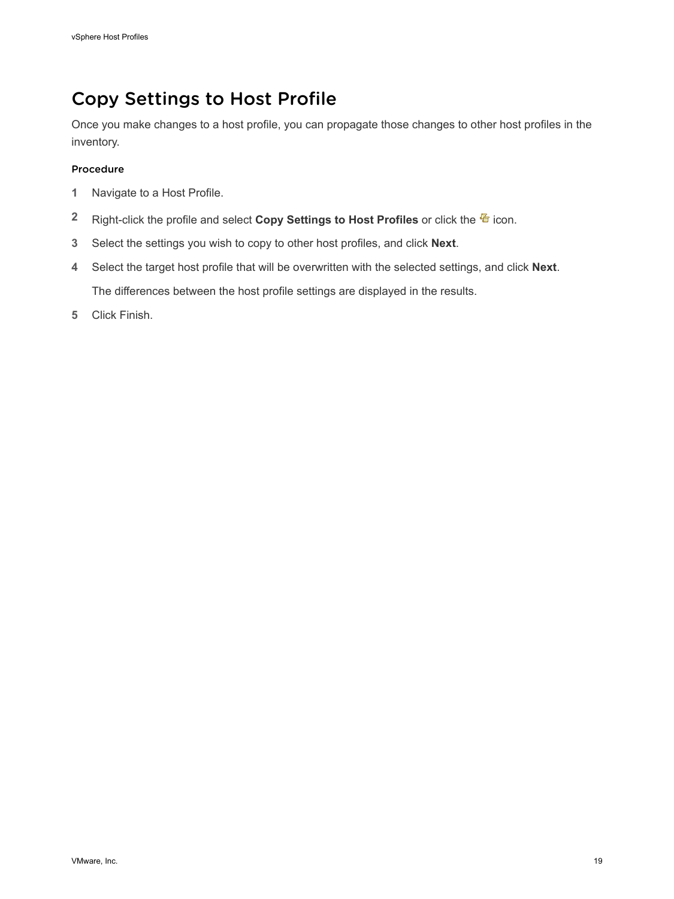# Copy Settings to Host Profile

Once you make changes to a host profile, you can propagate those changes to other host profiles in the inventory.

### Procedure

1. Navigate to a Host Profile.
2. Right-click the profile and select **Copy Settings to Host Profiles** or click the icon.
3. Select the settings you wish to copy to other host profiles, and click **Next**.
4. Select the target host profile that will be overwritten with the selected settings, and click **Next**.

   The differences between the host profile settings are displayed in the results.
5. Click Finish.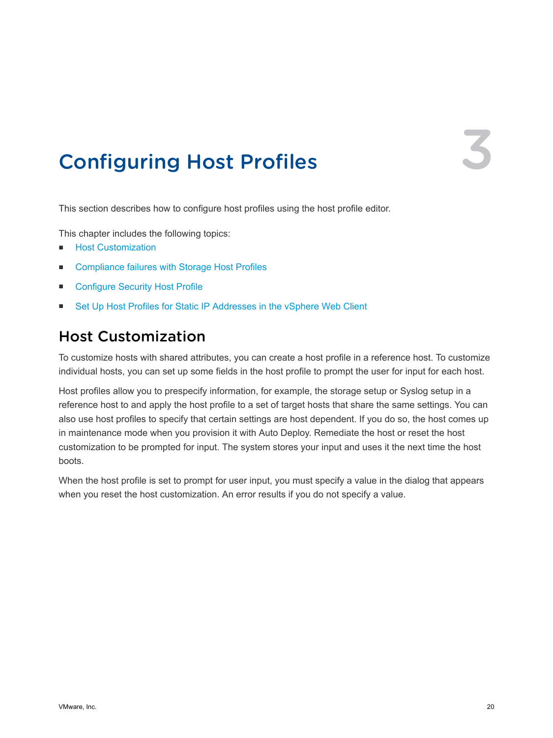# 3 Configuring Host Profiles

This section describes how to configure host profiles using the host profile editor.

This chapter includes the following topics:

- Host Customization
- Compliance failures with Storage Host Profiles
- Configure Security Host Profile
- Set Up Host Profiles for Static IP Addresses in the vSphere Web Client

## Host Customization

To customize hosts with shared attributes, you can create a host profile in a reference host. To customize individual hosts, you can set up some fields in the host profile to prompt the user for input for each host.

Host profiles allow you to prespecify information, for example, the storage setup or Syslog setup in a reference host to and apply the host profile to a set of target hosts that share the same settings. You can also use host profiles to specify that certain settings are host dependent. If you do so, the host comes up in maintenance mode when you provision it with Auto Deploy. Remediate the host or reset the host customization to be prompted for input. The system stores your input and uses it the next time the host boots.

When the host profile is set to prompt for user input, you must specify a value in the dialog that appears when you reset the host customization. An error results if you do not specify a value.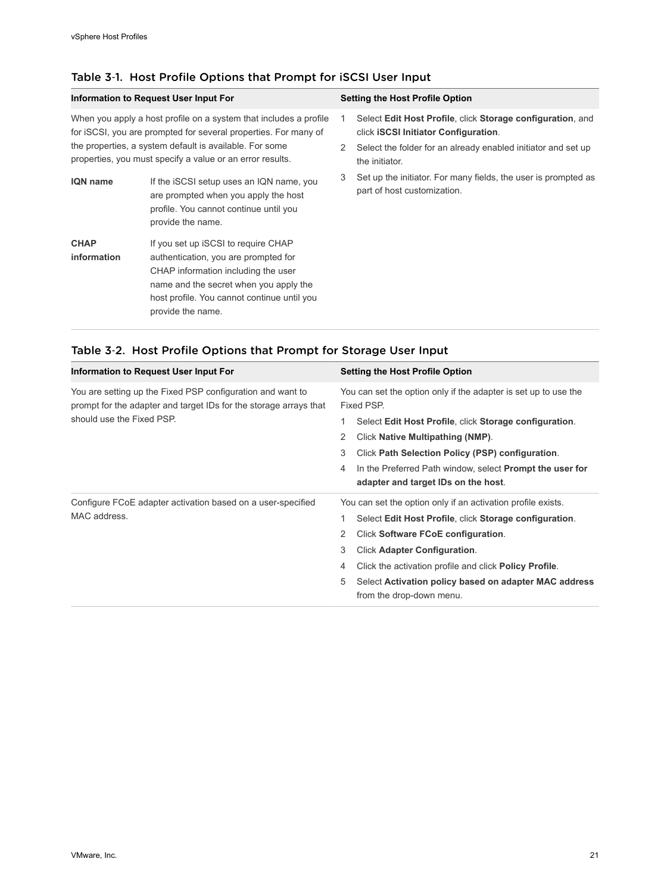### Table 3-1. Host Profile Options that Prompt for iSCSI User Input

| Information to Request User Input For | | Setting the Host Profile Option |
|---|---|---|
| When you apply a host profile on a system that includes a profile for iSCSI, you are prompted for several properties. For many of the properties, a system default is available. For some properties, you must specify a value or an error results. | | 1 Select **Edit Host Profile**, click **Storage configuration**, and click **iSCSI Initiator Configuration**.<br>2 Select the folder for an already enabled initiator and set up the initiator.<br>3 Set up the initiator. For many fields, the user is prompted as part of host customization. |
| **IQN name** | If the iSCSI setup uses an IQN name, you are prompted when you apply the host profile. You cannot continue until you provide the name. | |
| **CHAP information** | If you set up iSCSI to require CHAP authentication, you are prompted for CHAP information including the user name and the secret when you apply the host profile. You cannot continue until you provide the name. | |

### Table 3-2. Host Profile Options that Prompt for Storage User Input

| Information to Request User Input For | Setting the Host Profile Option |
|---|---|
| You are setting up the Fixed PSP configuration and want to prompt for the adapter and target IDs for the storage arrays that should use the Fixed PSP. | You can set the option only if the adapter is set up to use the Fixed PSP.<br>1 Select **Edit Host Profile**, click **Storage configuration**.<br>2 Click **Native Multipathing (NMP)**.<br>3 Click **Path Selection Policy (PSP) configuration**.<br>4 In the Preferred Path window, select **Prompt the user for adapter and target IDs on the host**. |
| Configure FCoE adapter activation based on a user-specified MAC address. | You can set the option only if an activation profile exists.<br>1 Select **Edit Host Profile**, click **Storage configuration**.<br>2 Click **Software FCoE configuration**.<br>3 Click **Adapter Configuration**.<br>4 Click the activation profile and click **Policy Profile**.<br>5 Select **Activation policy based on adapter MAC address** from the drop-down menu. |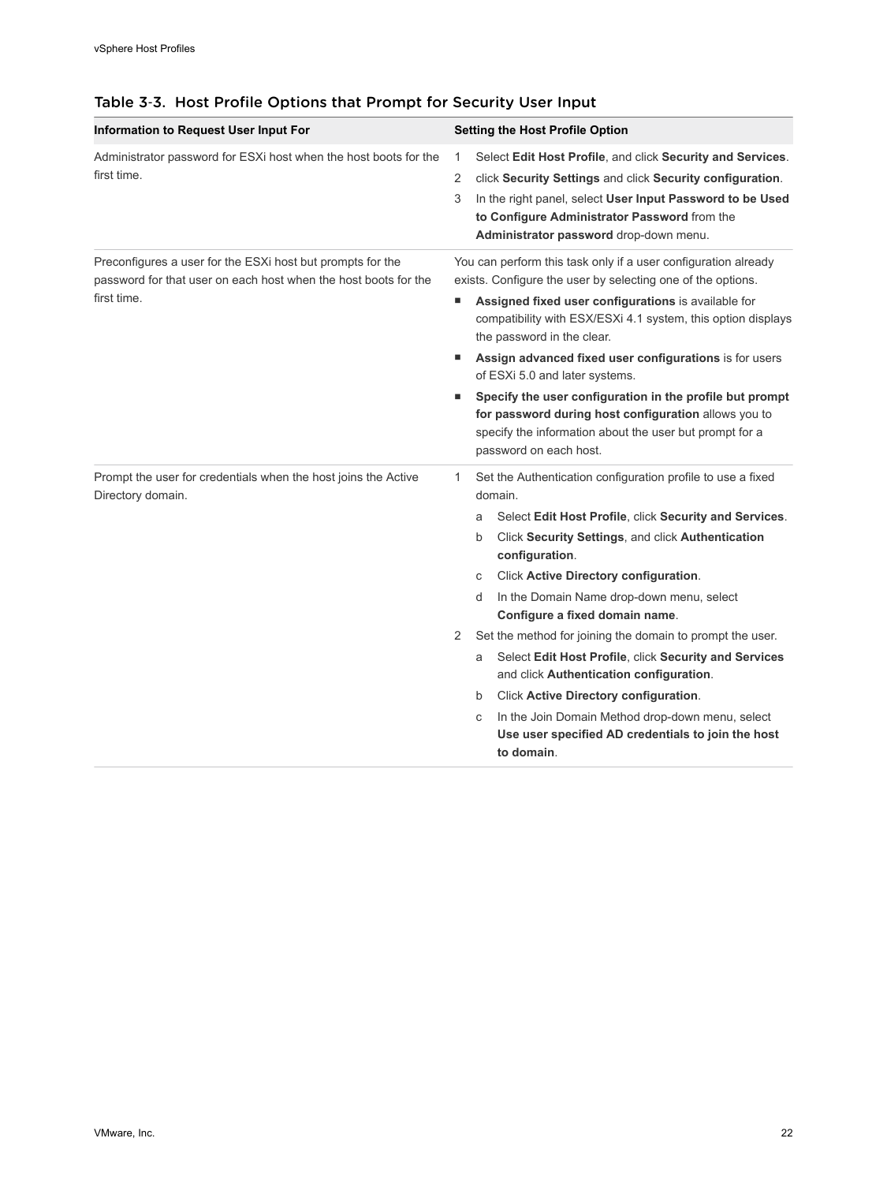## Table 3-3. Host Profile Options that Prompt for Security User Input

| Information to Request User Input For | Setting the Host Profile Option |
| --- | --- |
| Administrator password for ESXi host when the host boots for the first time. | 1 Select **Edit Host Profile**, and click **Security and Services**.<br>2 click **Security Settings** and click **Security configuration**.<br>3 In the right panel, select **User Input Password to be Used to Configure Administrator Password** from the **Administrator password** drop-down menu. |
| Preconfigures a user for the ESXi host but prompts for the password for that user on each host when the host boots for the first time. | You can perform this task only if a user configuration already exists. Configure the user by selecting one of the options.<br>■ **Assigned fixed user configurations** is available for compatibility with ESX/ESXi 4.1 system, this option displays the password in the clear.<br>■ **Assign advanced fixed user configurations** is for users of ESXi 5.0 and later systems.<br>■ **Specify the user configuration in the profile but prompt for password during host configuration** allows you to specify the information about the user but prompt for a password on each host. |
| Prompt the user for credentials when the host joins the Active Directory domain. | 1 Set the Authentication configuration profile to use a fixed domain.<br>a Select **Edit Host Profile**, click **Security and Services**.<br>b Click **Security Settings**, and click **Authentication configuration**.<br>c Click **Active Directory configuration**.<br>d In the Domain Name drop-down menu, select **Configure a fixed domain name**.<br>2 Set the method for joining the domain to prompt the user.<br>a Select **Edit Host Profile**, click **Security and Services** and click **Authentication configuration**.<br>b Click **Active Directory configuration**.<br>c In the Join Domain Method drop-down menu, select **Use user specified AD credentials to join the host to domain**. |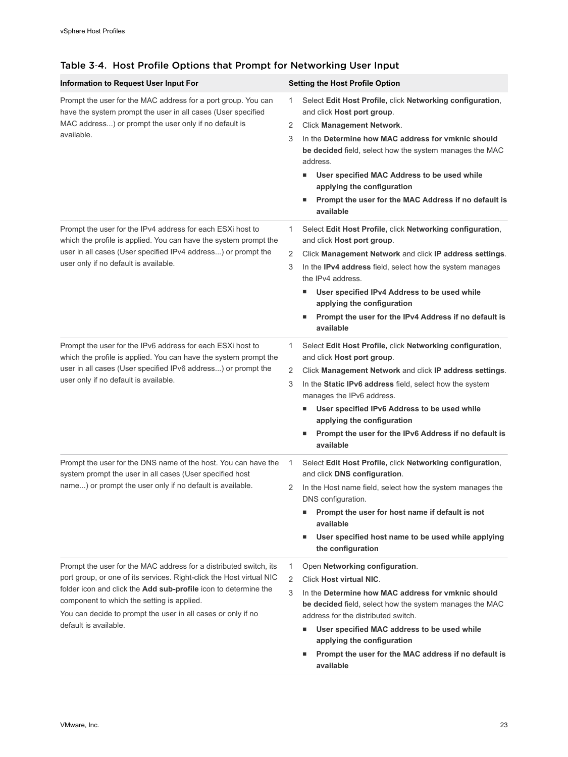Table 3-4. Host Profile Options that Prompt for Networking User Input

| Information to Request User Input For | Setting the Host Profile Option |
| --- | --- |
| Prompt the user for the MAC address for a port group. You can have the system prompt the user in all cases (User specified MAC address...) or prompt the user only if no default is available. | 1 Select **Edit Host Profile,** click **Networking configuration**, and click **Host port group**.<br>2 Click **Management Network**.<br>3 In the **Determine how MAC address for vmknic should be decided** field, select how the system manages the MAC address.<br>■ **User specified MAC Address to be used while applying the configuration**<br>■ **Prompt the user for the MAC Address if no default is available** |
| Prompt the user for the IPv4 address for each ESXi host to which the profile is applied. You can have the system prompt the user in all cases (User specified IPv4 address...) or prompt the user only if no default is available. | 1 Select **Edit Host Profile,** click **Networking configuration**, and click **Host port group**.<br>2 Click **Management Network** and click **IP address settings**.<br>3 In the **IPv4 address** field, select how the system manages the IPv4 address.<br>■ **User specified IPv4 Address to be used while applying the configuration**<br>■ **Prompt the user for the IPv4 Address if no default is available** |
| Prompt the user for the IPv6 address for each ESXi host to which the profile is applied. You can have the system prompt the user in all cases (User specified IPv6 address...) or prompt the user only if no default is available. | 1 Select **Edit Host Profile,** click **Networking configuration**, and click **Host port group**.<br>2 Click **Management Network** and click **IP address settings**.<br>3 In the **Static IPv6 address** field, select how the system manages the IPv6 address.<br>■ **User specified IPv6 Address to be used while applying the configuration**<br>■ **Prompt the user for the IPv6 Address if no default is available** |
| Prompt the user for the DNS name of the host. You can have the system prompt the user in all cases (User specified host name...) or prompt the user only if no default is available. | 1 Select **Edit Host Profile,** click **Networking configuration**, and click **DNS configuration**.<br>2 In the Host name field, select how the system manages the DNS configuration.<br>■ **Prompt the user for host name if default is not available**<br>■ **User specified host name to be used while applying the configuration** |
| Prompt the user for the MAC address for a distributed switch, its port group, or one of its services. Right-click the Host virtual NIC folder icon and click the **Add sub-profile** icon to determine the component to which the setting is applied.<br>You can decide to prompt the user in all cases or only if no default is available. | 1 Open **Networking configuration**.<br>2 Click **Host virtual NIC**.<br>3 In the **Determine how MAC address for vmknic should be decided** field, select how the system manages the MAC address for the distributed switch.<br>■ **User specified MAC address to be used while applying the configuration**<br>■ **Prompt the user for the MAC address if no default is available** |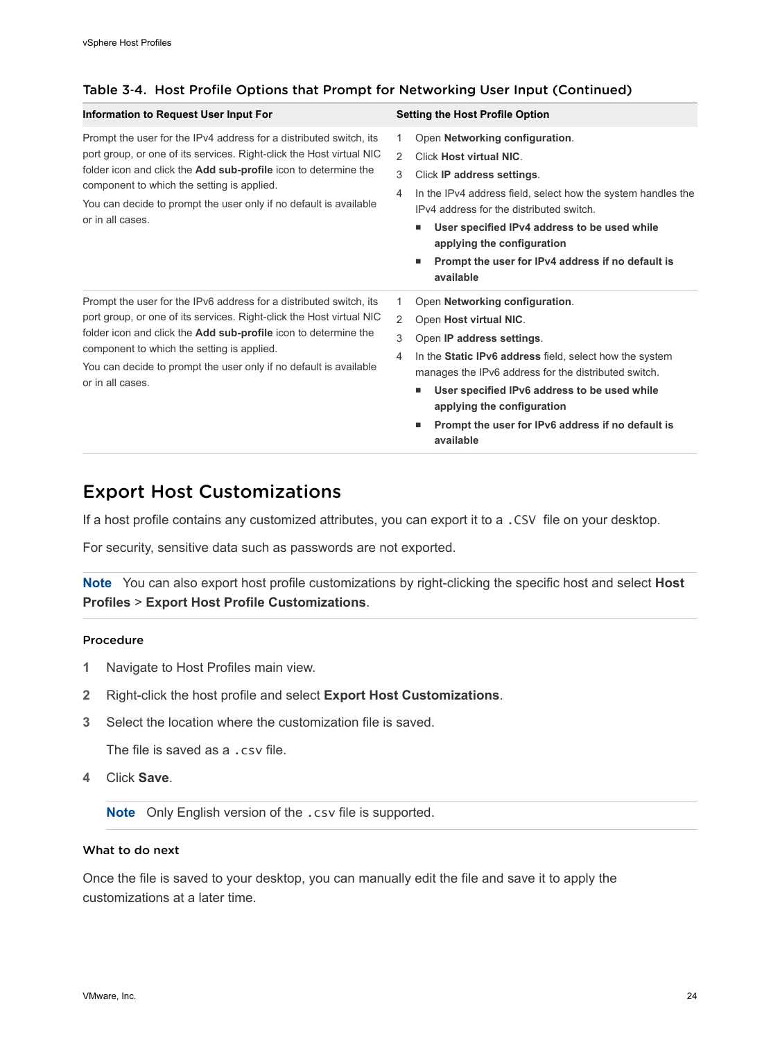Table 3-4. Host Profile Options that Prompt for Networking User Input (Continued)

| Information to Request User Input For | Setting the Host Profile Option |
| --- | --- |
| Prompt the user for the IPv4 address for a distributed switch, its port group, or one of its services. Right-click the Host virtual NIC folder icon and click the **Add sub-profile** icon to determine the component to which the setting is applied.<br><br>You can decide to prompt the user only if no default is available or in all cases. | 1 Open **Networking configuration**.<br>2 Click **Host virtual NIC**.<br>3 Click **IP address settings**.<br>4 In the IPv4 address field, select how the system handles the IPv4 address for the distributed switch.<br>■ **User specified IPv4 address to be used while applying the configuration**<br>■ **Prompt the user for IPv4 address if no default is available** |
| Prompt the user for the IPv6 address for a distributed switch, its port group, or one of its services. Right-click the Host virtual NIC folder icon and click the **Add sub-profile** icon to determine the component to which the setting is applied.<br><br>You can decide to prompt the user only if no default is available or in all cases. | 1 Open **Networking configuration**.<br>2 Open **Host virtual NIC**.<br>3 Open **IP address settings**.<br>4 In the **Static IPv6 address** field, select how the system manages the IPv6 address for the distributed switch.<br>■ **User specified IPv6 address to be used while applying the configuration**<br>■ **Prompt the user for IPv6 address if no default is available** |

# Export Host Customizations

If a host profile contains any customized attributes, you can export it to a `.CSV` file on your desktop.

For security, sensitive data such as passwords are not exported.

**Note** You can also export host profile customizations by right-clicking the specific host and select **Host Profiles** > **Export Host Profile Customizations**.

### Procedure

1. Navigate to Host Profiles main view.
2. Right-click the host profile and select **Export Host Customizations**.
3. Select the location where the customization file is saved.

   The file is saved as a `.csv` file.
4. Click **Save**.

   **Note** Only English version of the `.csv` file is supported.

### What to do next

Once the file is saved to your desktop, you can manually edit the file and save it to apply the customizations at a later time.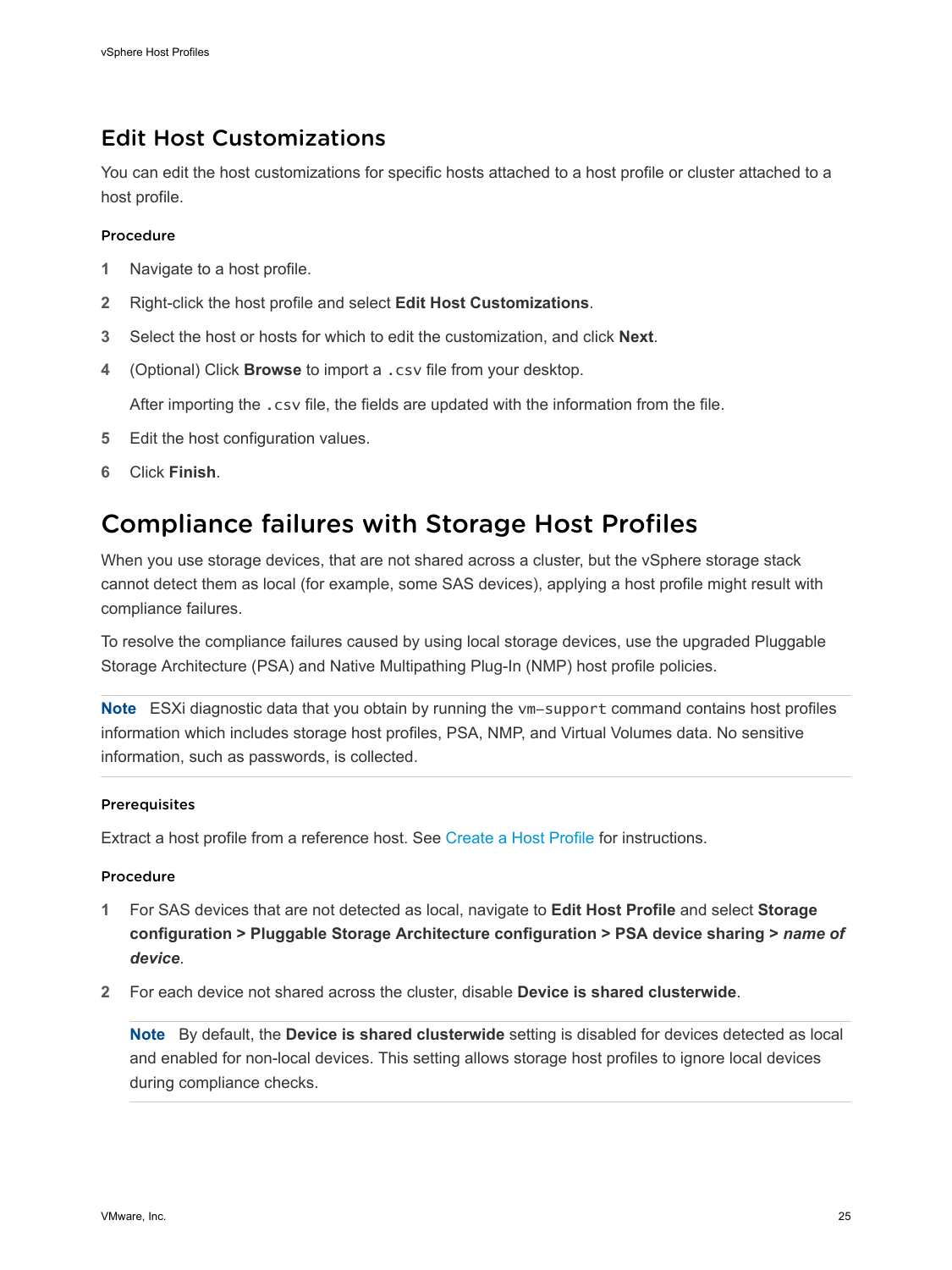## Edit Host Customizations

You can edit the host customizations for specific hosts attached to a host profile or cluster attached to a host profile.

### Procedure

1. Navigate to a host profile.
2. Right-click the host profile and select **Edit Host Customizations**.
3. Select the host or hosts for which to edit the customization, and click **Next**.
4. (Optional) Click **Browse** to import a `.csv` file from your desktop.

   After importing the `.csv` file, the fields are updated with the information from the file.
5. Edit the host configuration values.
6. Click **Finish**.

## Compliance failures with Storage Host Profiles

When you use storage devices, that are not shared across a cluster, but the vSphere storage stack cannot detect them as local (for example, some SAS devices), applying a host profile might result with compliance failures.

To resolve the compliance failures caused by using local storage devices, use the upgraded Pluggable Storage Architecture (PSA) and Native Multipathing Plug-In (NMP) host profile policies.

**Note** ESXi diagnostic data that you obtain by running the `vm-support` command contains host profiles information which includes storage host profiles, PSA, NMP, and Virtual Volumes data. No sensitive information, such as passwords, is collected.

### Prerequisites

Extract a host profile from a reference host. See Create a Host Profile for instructions.

### Procedure

1. For SAS devices that are not detected as local, navigate to **Edit Host Profile** and select **Storage configuration > Pluggable Storage Architecture configuration > PSA device sharing >** ***name of device***.
2. For each device not shared across the cluster, disable **Device is shared clusterwide**.

   **Note** By default, the **Device is shared clusterwide** setting is disabled for devices detected as local and enabled for non-local devices. This setting allows storage host profiles to ignore local devices during compliance checks.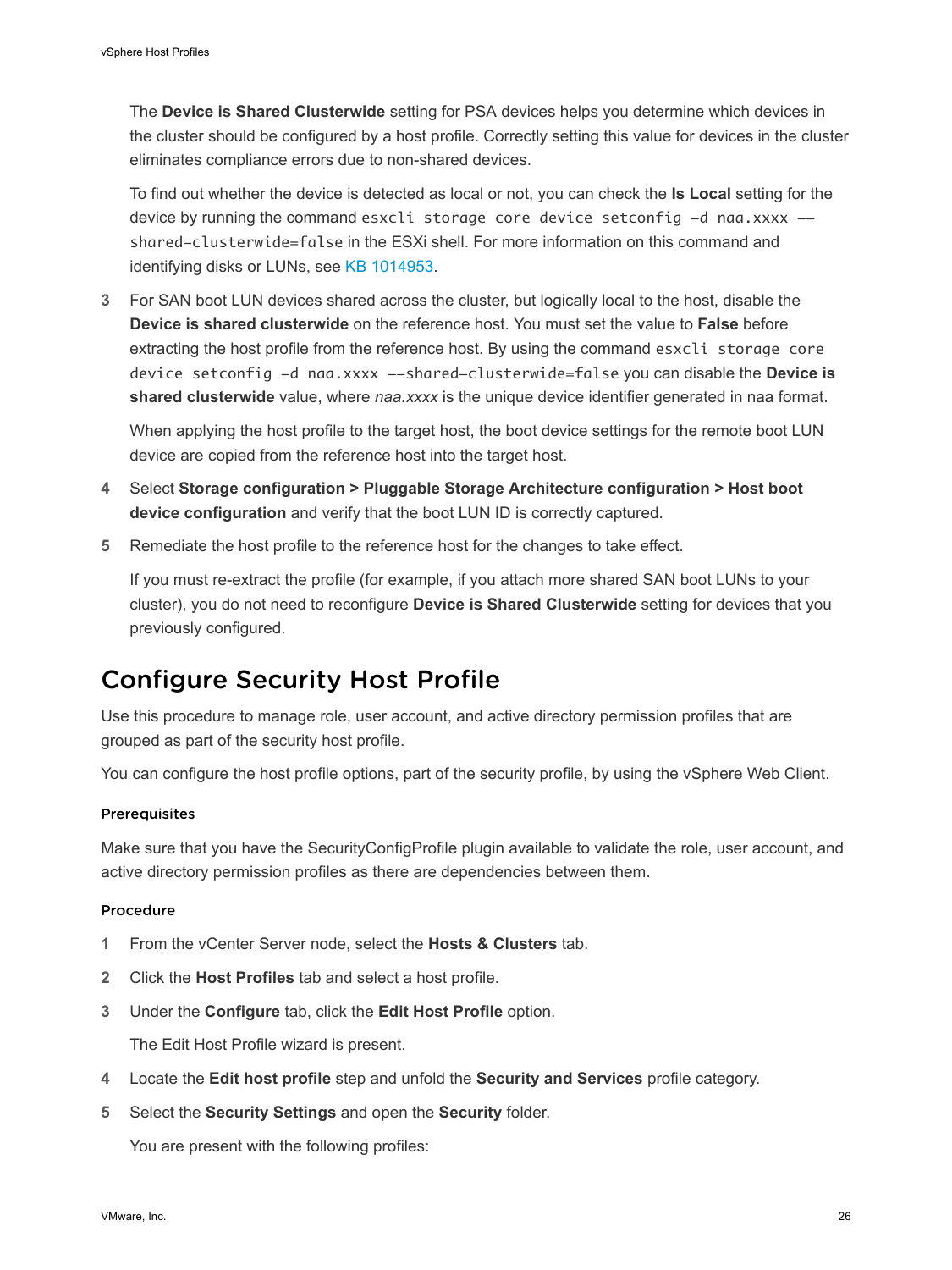The **Device is Shared Clusterwide** setting for PSA devices helps you determine which devices in the cluster should be configured by a host profile. Correctly setting this value for devices in the cluster eliminates compliance errors due to non-shared devices.

To find out whether the device is detected as local or not, you can check the **Is Local** setting for the device by running the command `esxcli storage core device setconfig -d naa.xxxx --shared-clusterwide=false` in the ESXi shell. For more information on this command and identifying disks or LUNs, see KB 1014953.

3 For SAN boot LUN devices shared across the cluster, but logically local to the host, disable the **Device is shared clusterwide** on the reference host. You must set the value to **False** before extracting the host profile from the reference host. By using the command `esxcli storage core device setconfig -d naa.xxxx --shared-clusterwide=false` you can disable the **Device is shared clusterwide** value, where *naa.xxxx* is the unique device identifier generated in naa format.

   When applying the host profile to the target host, the boot device settings for the remote boot LUN device are copied from the reference host into the target host.

4 Select **Storage configuration > Pluggable Storage Architecture configuration > Host boot device configuration** and verify that the boot LUN ID is correctly captured.

5 Remediate the host profile to the reference host for the changes to take effect.

   If you must re-extract the profile (for example, if you attach more shared SAN boot LUNs to your cluster), you do not need to reconfigure **Device is Shared Clusterwide** setting for devices that you previously configured.

## Configure Security Host Profile

Use this procedure to manage role, user account, and active directory permission profiles that are grouped as part of the security host profile.

You can configure the host profile options, part of the security profile, by using the vSphere Web Client.

### Prerequisites

Make sure that you have the SecurityConfigProfile plugin available to validate the role, user account, and active directory permission profiles as there are dependencies between them.

### Procedure

1 From the vCenter Server node, select the **Hosts & Clusters** tab.

2 Click the **Host Profiles** tab and select a host profile.

3 Under the **Configure** tab, click the **Edit Host Profile** option.

   The Edit Host Profile wizard is present.

4 Locate the **Edit host profile** step and unfold the **Security and Services** profile category.

5 Select the **Security Settings** and open the **Security** folder.

   You are present with the following profiles: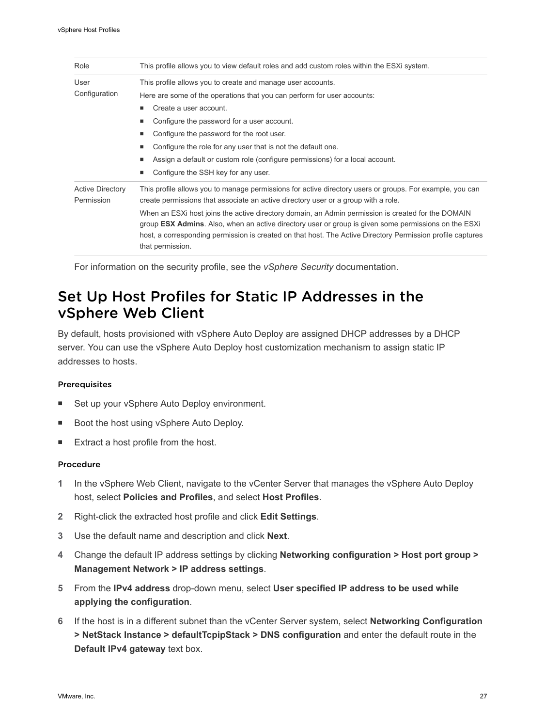| Role | This profile allows you to view default roles and add custom roles within the ESXi system. |
| --- | --- |
| User Configuration | This profile allows you to create and manage user accounts.<br>Here are some of the operations that you can perform for user accounts:<br>■ Create a user account.<br>■ Configure the password for a user account.<br>■ Configure the password for the root user.<br>■ Configure the role for any user that is not the default one.<br>■ Assign a default or custom role (configure permissions) for a local account.<br>■ Configure the SSH key for any user. |
| Active Directory Permission | This profile allows you to manage permissions for active directory users or groups. For example, you can create permissions that associate an active directory user or a group with a role.<br>When an ESXi host joins the active directory domain, an Admin permission is created for the DOMAIN group **ESX Admins**. Also, when an active directory user or group is given some permissions on the ESXi host, a corresponding permission is created on that host. The Active Directory Permission profile captures that permission. |

For information on the security profile, see the *vSphere Security* documentation.

## Set Up Host Profiles for Static IP Addresses in the vSphere Web Client

By default, hosts provisioned with vSphere Auto Deploy are assigned DHCP addresses by a DHCP server. You can use the vSphere Auto Deploy host customization mechanism to assign static IP addresses to hosts.

#### Prerequisites

- Set up your vSphere Auto Deploy environment.
- Boot the host using vSphere Auto Deploy.
- Extract a host profile from the host.

#### Procedure

1. In the vSphere Web Client, navigate to the vCenter Server that manages the vSphere Auto Deploy host, select **Policies and Profiles**, and select **Host Profiles**.
2. Right-click the extracted host profile and click **Edit Settings**.
3. Use the default name and description and click **Next**.
4. Change the default IP address settings by clicking **Networking configuration > Host port group > Management Network > IP address settings**.
5. From the **IPv4 address** drop-down menu, select **User specified IP address to be used while applying the configuration**.
6. If the host is in a different subnet than the vCenter Server system, select **Networking Configuration > NetStack Instance > defaultTcpipStack > DNS configuration** and enter the default route in the **Default IPv4 gateway** text box.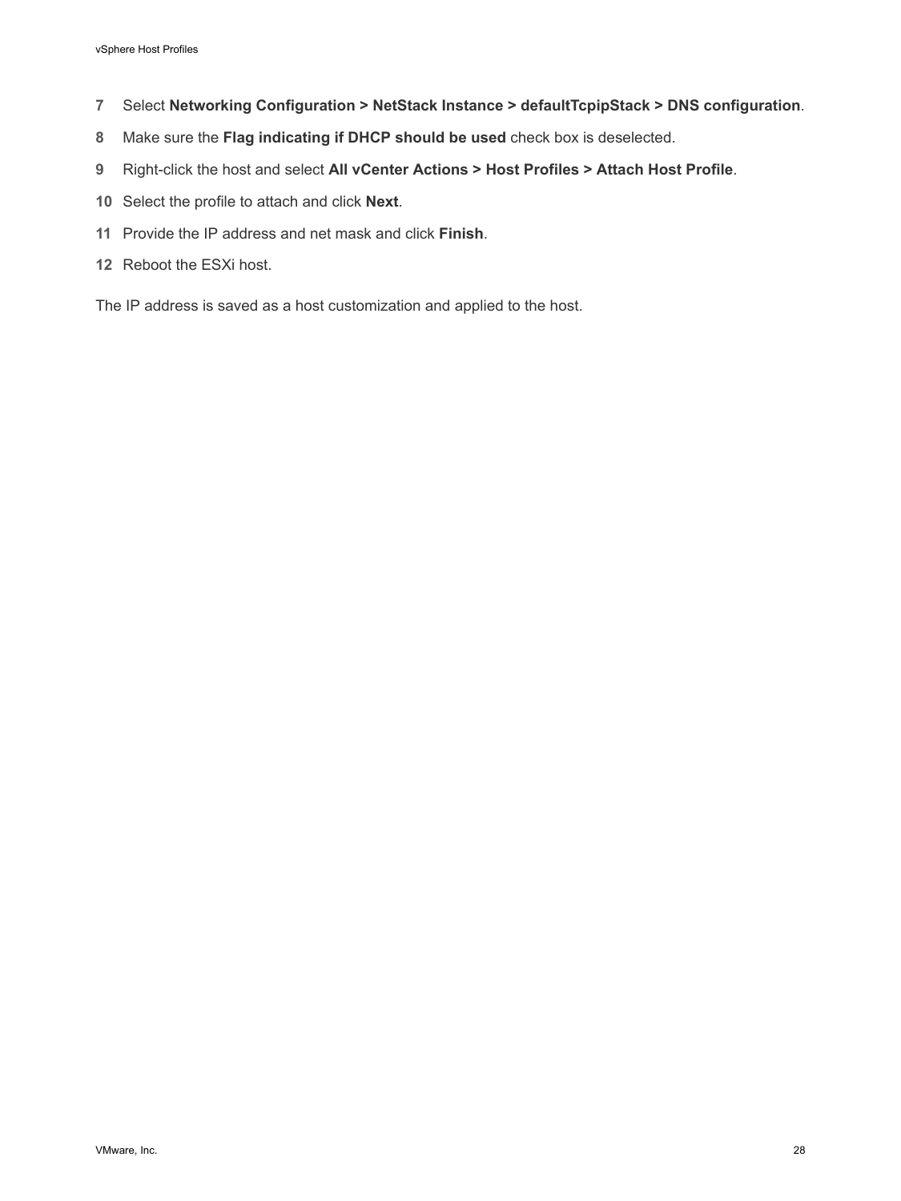7. Select **Networking Configuration > NetStack Instance > defaultTcpipStack > DNS configuration**.
8. Make sure the **Flag indicating if DHCP should be used** check box is deselected.
9. Right-click the host and select **All vCenter Actions > Host Profiles > Attach Host Profile**.
10. Select the profile to attach and click **Next**.
11. Provide the IP address and net mask and click **Finish**.
12. Reboot the ESXi host.

The IP address is saved as a host customization and applied to the host.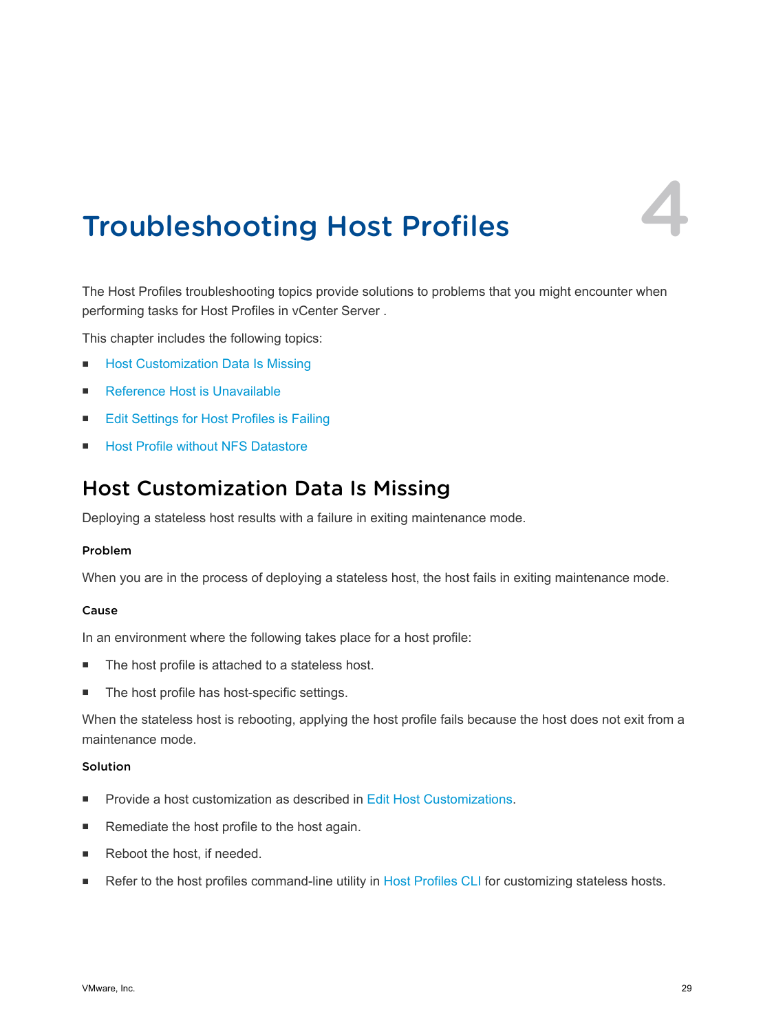# 4 Troubleshooting Host Profiles

The Host Profiles troubleshooting topics provide solutions to problems that you might encounter when performing tasks for Host Profiles in vCenter Server .

This chapter includes the following topics:

- Host Customization Data Is Missing
- Reference Host is Unavailable
- Edit Settings for Host Profiles is Failing
- Host Profile without NFS Datastore

## Host Customization Data Is Missing

Deploying a stateless host results with a failure in exiting maintenance mode.

### Problem

When you are in the process of deploying a stateless host, the host fails in exiting maintenance mode.

### Cause

In an environment where the following takes place for a host profile:

- The host profile is attached to a stateless host.
- The host profile has host-specific settings.

When the stateless host is rebooting, applying the host profile fails because the host does not exit from a maintenance mode.

### Solution

- Provide a host customization as described in Edit Host Customizations.
- Remediate the host profile to the host again.
- Reboot the host, if needed.
- Refer to the host profiles command-line utility in Host Profiles CLI for customizing stateless hosts.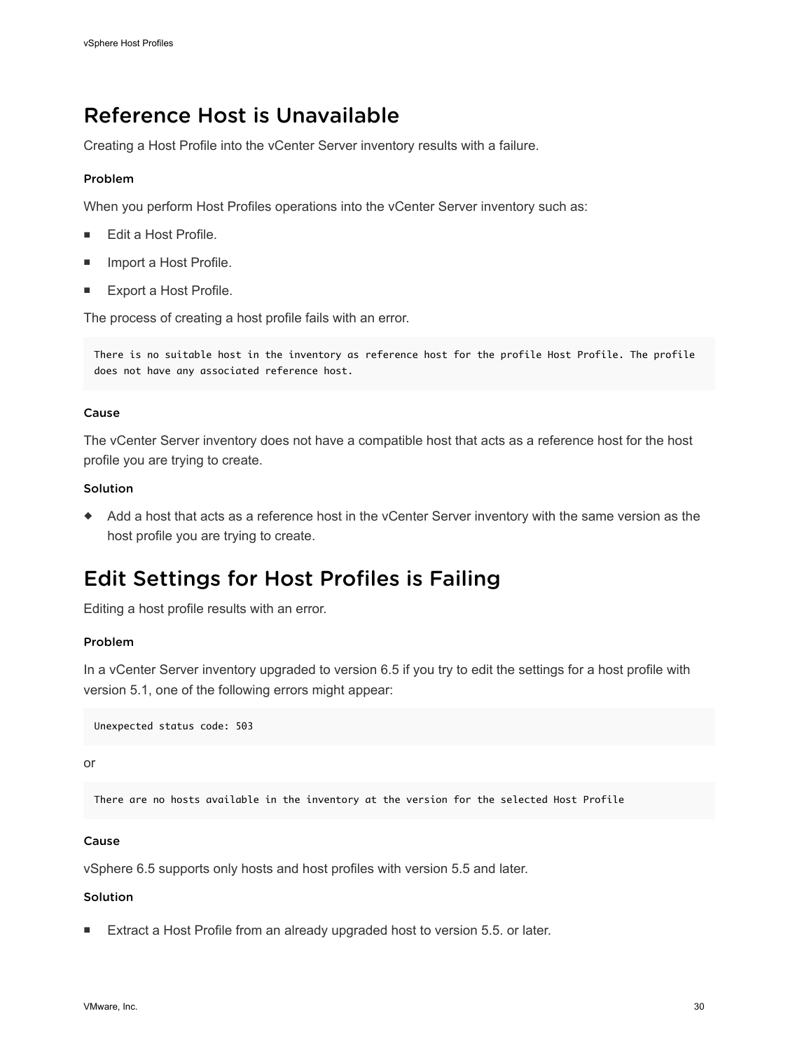## Reference Host is Unavailable

Creating a Host Profile into the vCenter Server inventory results with a failure.

### Problem

When you perform Host Profiles operations into the vCenter Server inventory such as:

- Edit a Host Profile.
- Import a Host Profile.
- Export a Host Profile.

The process of creating a host profile fails with an error.

```
There is no suitable host in the inventory as reference host for the profile Host Profile. The profile
does not have any associated reference host.
```

### Cause

The vCenter Server inventory does not have a compatible host that acts as a reference host for the host profile you are trying to create.

### Solution

- Add a host that acts as a reference host in the vCenter Server inventory with the same version as the host profile you are trying to create.

## Edit Settings for Host Profiles is Failing

Editing a host profile results with an error.

### Problem

In a vCenter Server inventory upgraded to version 6.5 if you try to edit the settings for a host profile with version 5.1, one of the following errors might appear:

```
Unexpected status code: 503
```

or

```
There are no hosts available in the inventory at the version for the selected Host Profile
```

### Cause

vSphere 6.5 supports only hosts and host profiles with version 5.5 and later.

### Solution

- Extract a Host Profile from an already upgraded host to version 5.5. or later.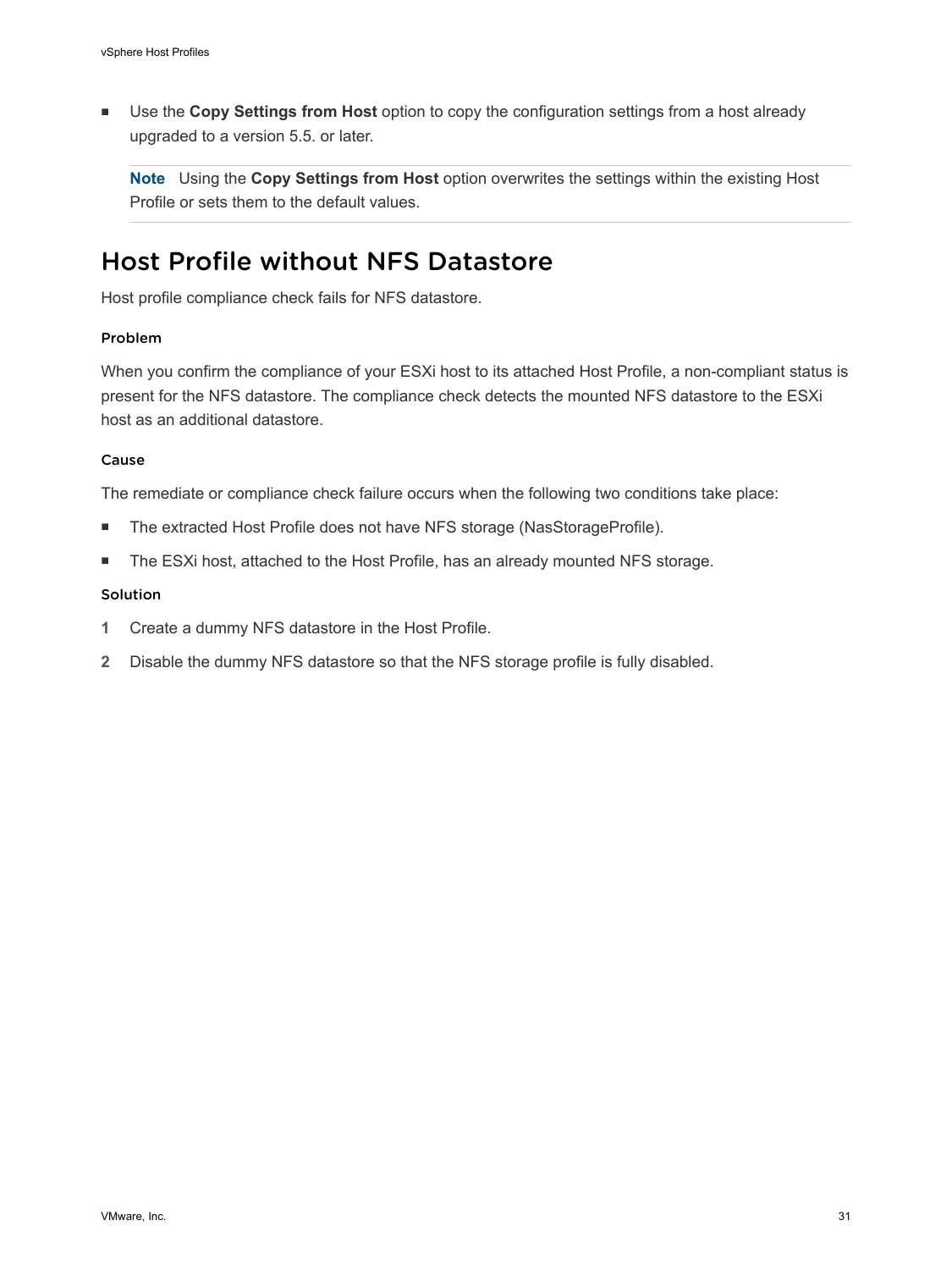- Use the **Copy Settings from Host** option to copy the configuration settings from a host already upgraded to a version 5.5. or later.

  **Note** Using the **Copy Settings from Host** option overwrites the settings within the existing Host Profile or sets them to the default values.

## Host Profile without NFS Datastore

Host profile compliance check fails for NFS datastore.

### Problem

When you confirm the compliance of your ESXi host to its attached Host Profile, a non-compliant status is present for the NFS datastore. The compliance check detects the mounted NFS datastore to the ESXi host as an additional datastore.

### Cause

The remediate or compliance check failure occurs when the following two conditions take place:

- The extracted Host Profile does not have NFS storage (NasStorageProfile).
- The ESXi host, attached to the Host Profile, has an already mounted NFS storage.

### Solution

1. Create a dummy NFS datastore in the Host Profile.
2. Disable the dummy NFS datastore so that the NFS storage profile is fully disabled.